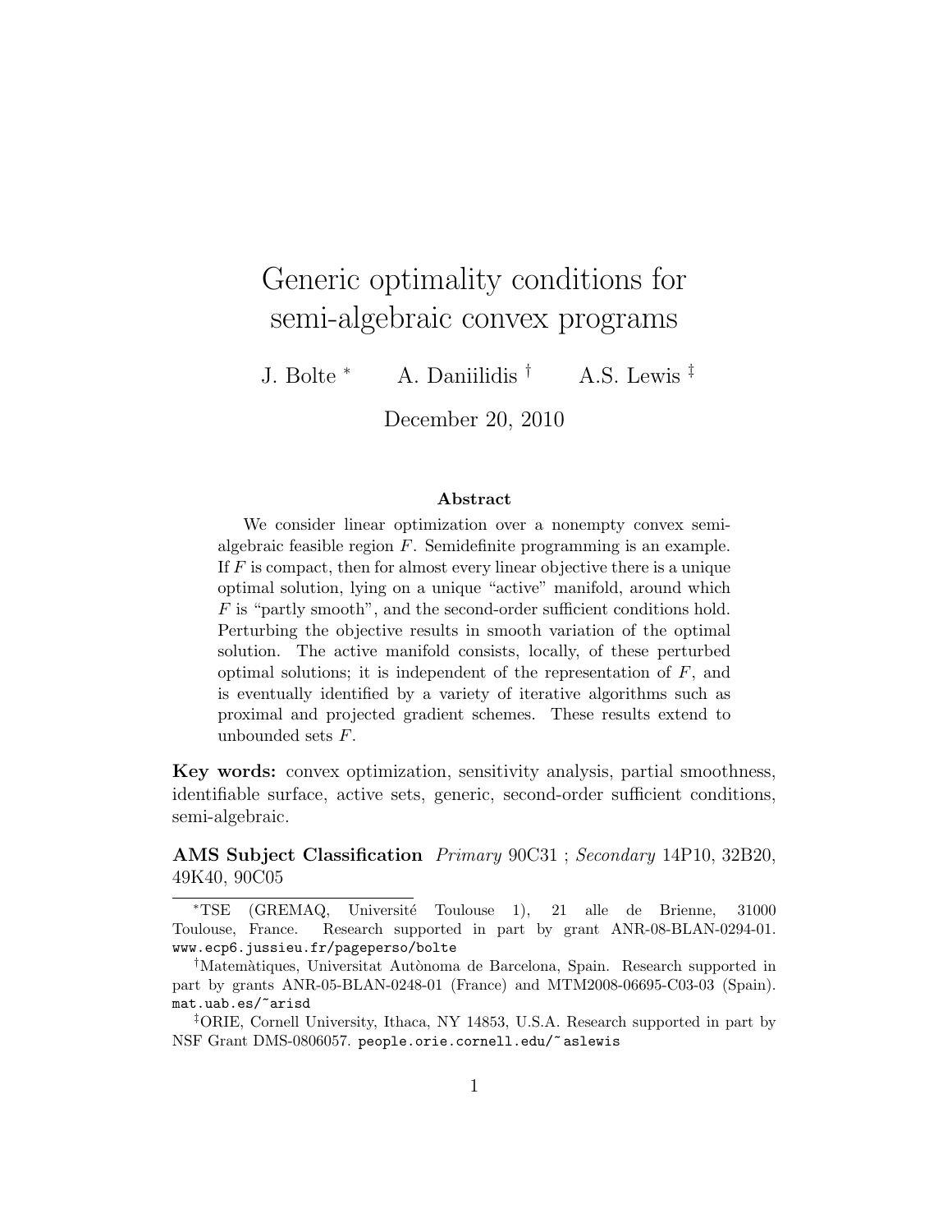# Generic optimality conditions for semi-algebraic convex programs

J. Bolte [*] A. Daniilidis [†] A.S. Lewis [‡]

December 20, 2010

**Abstract**

We consider linear optimization over a nonempty convex semi-algebraic feasible region $F$. Semidefinite programming is an example. If $F$ is compact, then for almost every linear objective there is a unique optimal solution, lying on a unique "active" manifold, around which $F$ is "partly smooth", and the second-order sufficient conditions hold. Perturbing the objective results in smooth variation of the optimal solution. The active manifold consists, locally, of these perturbed optimal solutions; it is independent of the representation of $F$, and is eventually identified by a variety of iterative algorithms such as proximal and projected gradient schemes. These results extend to unbounded sets $F$.

**Key words:** convex optimization, sensitivity analysis, partial smoothness, identifiable surface, active sets, generic, second-order sufficient conditions, semi-algebraic.

**AMS Subject Classification** *Primary* 90C31 ; *Secondary* 14P10, 32B20, 49K40, 90C05

---

[*]TSE (GREMAQ, Université Toulouse 1), 21 alle de Brienne, 31000 Toulouse, France. Research supported in part by grant ANR-08-BLAN-0294-01. www.ecp6.jussieu.fr/pageperso/bolte

[†]Matemàtiques, Universitat Autònoma de Barcelona, Spain. Research supported in part by grants ANR-05-BLAN-0248-01 (France) and MTM2008-06695-C03-03 (Spain). mat.uab.es/~arisd

[‡]ORIE, Cornell University, Ithaca, NY 14853, U.S.A. Research supported in part by NSF Grant DMS-0806057. people.orie.cornell.edu/~aslewis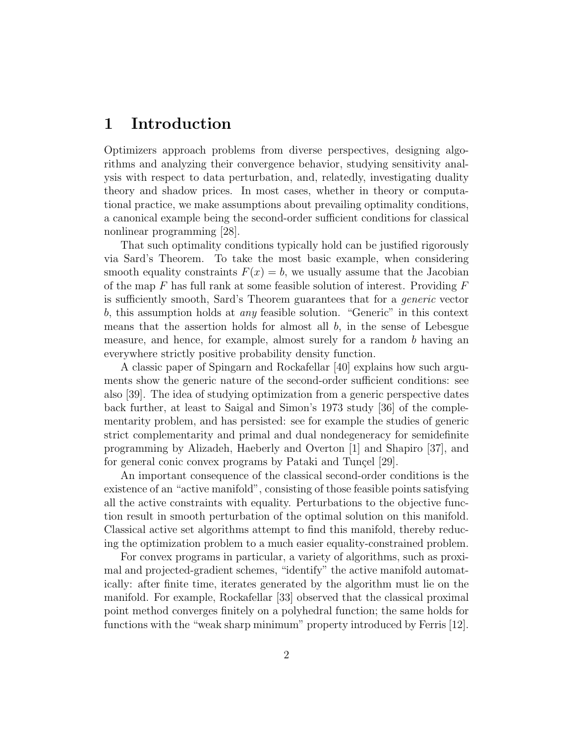# 1 Introduction

Optimizers approach problems from diverse perspectives, designing algorithms and analyzing their convergence behavior, studying sensitivity analysis with respect to data perturbation, and, relatedly, investigating duality theory and shadow prices. In most cases, whether in theory or computational practice, we make assumptions about prevailing optimality conditions, a canonical example being the second-order sufficient conditions for classical nonlinear programming [28].

That such optimality conditions typically hold can be justified rigorously via Sard's Theorem. To take the most basic example, when considering smooth equality constraints $F(x) = b$, we usually assume that the Jacobian of the map $F$ has full rank at some feasible solution of interest. Providing $F$ is sufficiently smooth, Sard's Theorem guarantees that for a *generic* vector $b$, this assumption holds at *any* feasible solution. "Generic" in this context means that the assertion holds for almost all $b$, in the sense of Lebesgue measure, and hence, for example, almost surely for a random $b$ having an everywhere strictly positive probability density function.

A classic paper of Spingarn and Rockafellar [40] explains how such arguments show the generic nature of the second-order sufficient conditions: see also [39]. The idea of studying optimization from a generic perspective dates back further, at least to Saigal and Simon's 1973 study [36] of the complementarity problem, and has persisted: see for example the studies of generic strict complementarity and primal and dual nondegeneracy for semidefinite programming by Alizadeh, Haeberly and Overton [1] and Shapiro [37], and for general conic convex programs by Pataki and Tunçel [29].

An important consequence of the classical second-order conditions is the existence of an "active manifold", consisting of those feasible points satisfying all the active constraints with equality. Perturbations to the objective function result in smooth perturbation of the optimal solution on this manifold. Classical active set algorithms attempt to find this manifold, thereby reducing the optimization problem to a much easier equality-constrained problem.

For convex programs in particular, a variety of algorithms, such as proximal and projected-gradient schemes, "identify" the active manifold automatically: after finite time, iterates generated by the algorithm must lie on the manifold. For example, Rockafellar [33] observed that the classical proximal point method converges finitely on a polyhedral function; the same holds for functions with the "weak sharp minimum" property introduced by Ferris [12].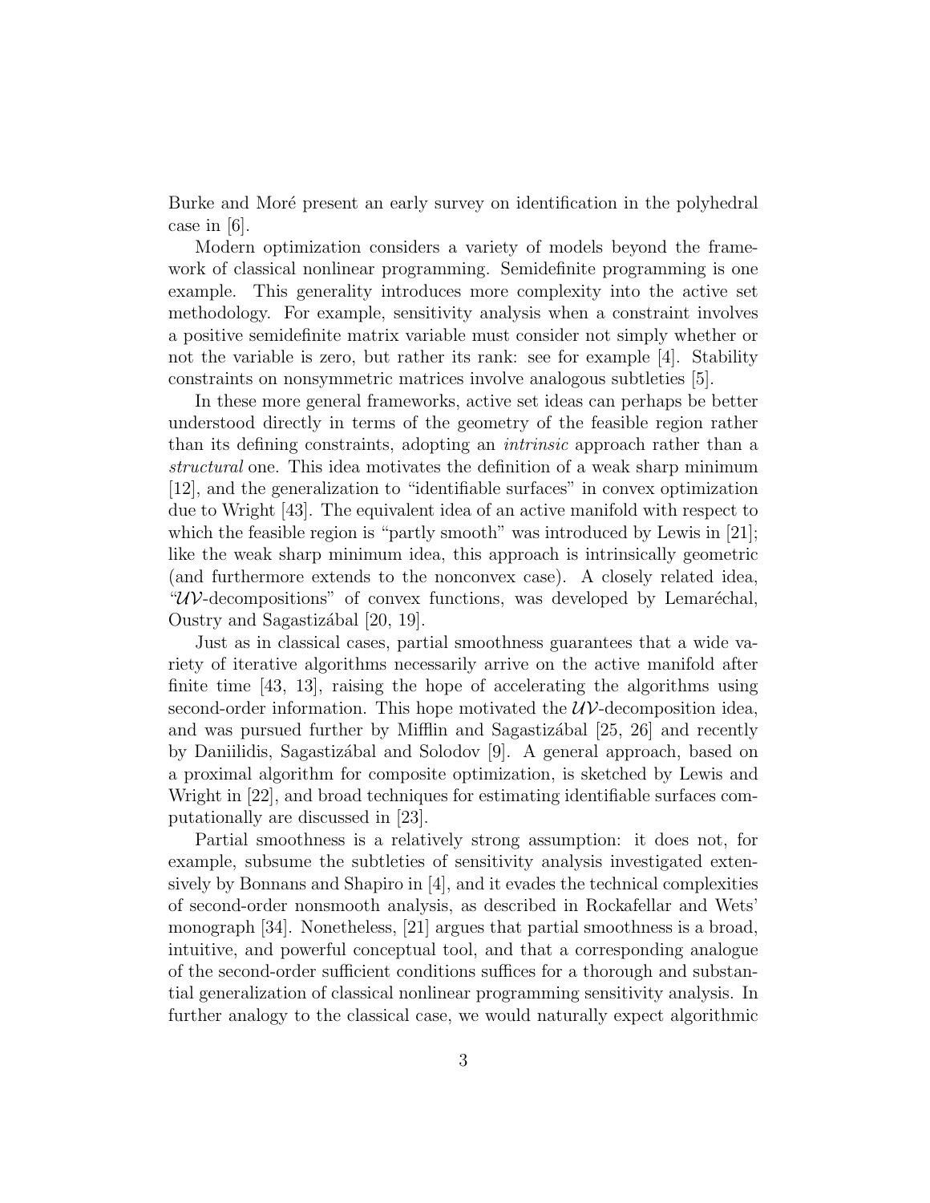Burke and Moré present an early survey on identification in the polyhedral case in [6].

Modern optimization considers a variety of models beyond the framework of classical nonlinear programming. Semidefinite programming is one example. This generality introduces more complexity into the active set methodology. For example, sensitivity analysis when a constraint involves a positive semidefinite matrix variable must consider not simply whether or not the variable is zero, but rather its rank: see for example [4]. Stability constraints on nonsymmetric matrices involve analogous subtleties [5].

In these more general frameworks, active set ideas can perhaps be better understood directly in terms of the geometry of the feasible region rather than its defining constraints, adopting an *intrinsic* approach rather than a *structural* one. This idea motivates the definition of a weak sharp minimum [12], and the generalization to "identifiable surfaces" in convex optimization due to Wright [43]. The equivalent idea of an active manifold with respect to which the feasible region is "partly smooth" was introduced by Lewis in [21]; like the weak sharp minimum idea, this approach is intrinsically geometric (and furthermore extends to the nonconvex case). A closely related idea, "$\mathcal{UV}$-decompositions" of convex functions, was developed by Lemaréchal, Oustry and Sagastizábal [20, 19].

Just as in classical cases, partial smoothness guarantees that a wide variety of iterative algorithms necessarily arrive on the active manifold after finite time [43, 13], raising the hope of accelerating the algorithms using second-order information. This hope motivated the $\mathcal{UV}$-decomposition idea, and was pursued further by Mifflin and Sagastizábal [25, 26] and recently by Daniilidis, Sagastizábal and Solodov [9]. A general approach, based on a proximal algorithm for composite optimization, is sketched by Lewis and Wright in [22], and broad techniques for estimating identifiable surfaces computationally are discussed in [23].

Partial smoothness is a relatively strong assumption: it does not, for example, subsume the subtleties of sensitivity analysis investigated extensively by Bonnans and Shapiro in [4], and it evades the technical complexities of second-order nonsmooth analysis, as described in Rockafellar and Wets' monograph [34]. Nonetheless, [21] argues that partial smoothness is a broad, intuitive, and powerful conceptual tool, and that a corresponding analogue of the second-order sufficient conditions suffices for a thorough and substantial generalization of classical nonlinear programming sensitivity analysis. In further analogy to the classical case, we would naturally expect algorithmic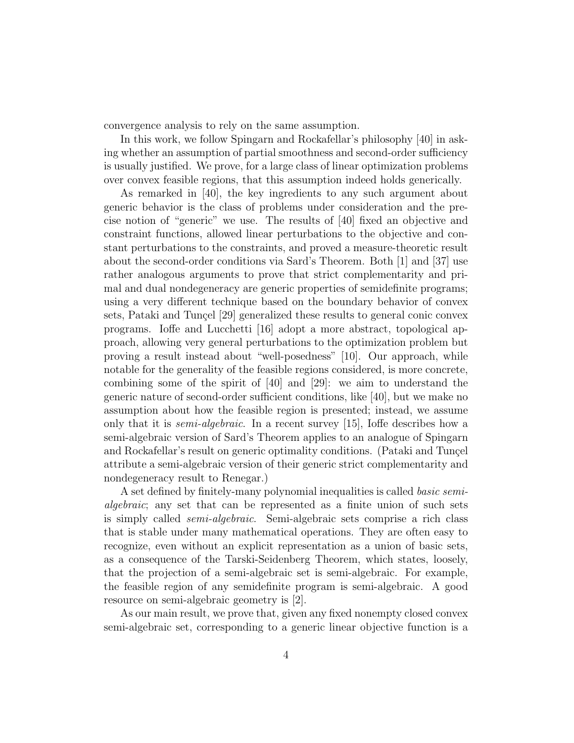convergence analysis to rely on the same assumption.

In this work, we follow Spingarn and Rockafellar's philosophy [40] in asking whether an assumption of partial smoothness and second-order sufficiency is usually justified. We prove, for a large class of linear optimization problems over convex feasible regions, that this assumption indeed holds generically.

As remarked in [40], the key ingredients to any such argument about generic behavior is the class of problems under consideration and the precise notion of "generic" we use. The results of [40] fixed an objective and constraint functions, allowed linear perturbations to the objective and constant perturbations to the constraints, and proved a measure-theoretic result about the second-order conditions via Sard's Theorem. Both [1] and [37] use rather analogous arguments to prove that strict complementarity and primal and dual nondegeneracy are generic properties of semidefinite programs; using a very different technique based on the boundary behavior of convex sets, Pataki and Tunçel [29] generalized these results to general conic convex programs. Ioffe and Lucchetti [16] adopt a more abstract, topological approach, allowing very general perturbations to the optimization problem but proving a result instead about "well-posedness" [10]. Our approach, while notable for the generality of the feasible regions considered, is more concrete, combining some of the spirit of [40] and [29]: we aim to understand the generic nature of second-order sufficient conditions, like [40], but we make no assumption about how the feasible region is presented; instead, we assume only that it is *semi-algebraic*. In a recent survey [15], Ioffe describes how a semi-algebraic version of Sard's Theorem applies to an analogue of Spingarn and Rockafellar's result on generic optimality conditions. (Pataki and Tunçel attribute a semi-algebraic version of their generic strict complementarity and nondegeneracy result to Renegar.)

A set defined by finitely-many polynomial inequalities is called *basic semi-algebraic*; any set that can be represented as a finite union of such sets is simply called *semi-algebraic*. Semi-algebraic sets comprise a rich class that is stable under many mathematical operations. They are often easy to recognize, even without an explicit representation as a union of basic sets, as a consequence of the Tarski-Seidenberg Theorem, which states, loosely, that the projection of a semi-algebraic set is semi-algebraic. For example, the feasible region of any semidefinite program is semi-algebraic. A good resource on semi-algebraic geometry is [2].

As our main result, we prove that, given any fixed nonempty closed convex semi-algebraic set, corresponding to a generic linear objective function is a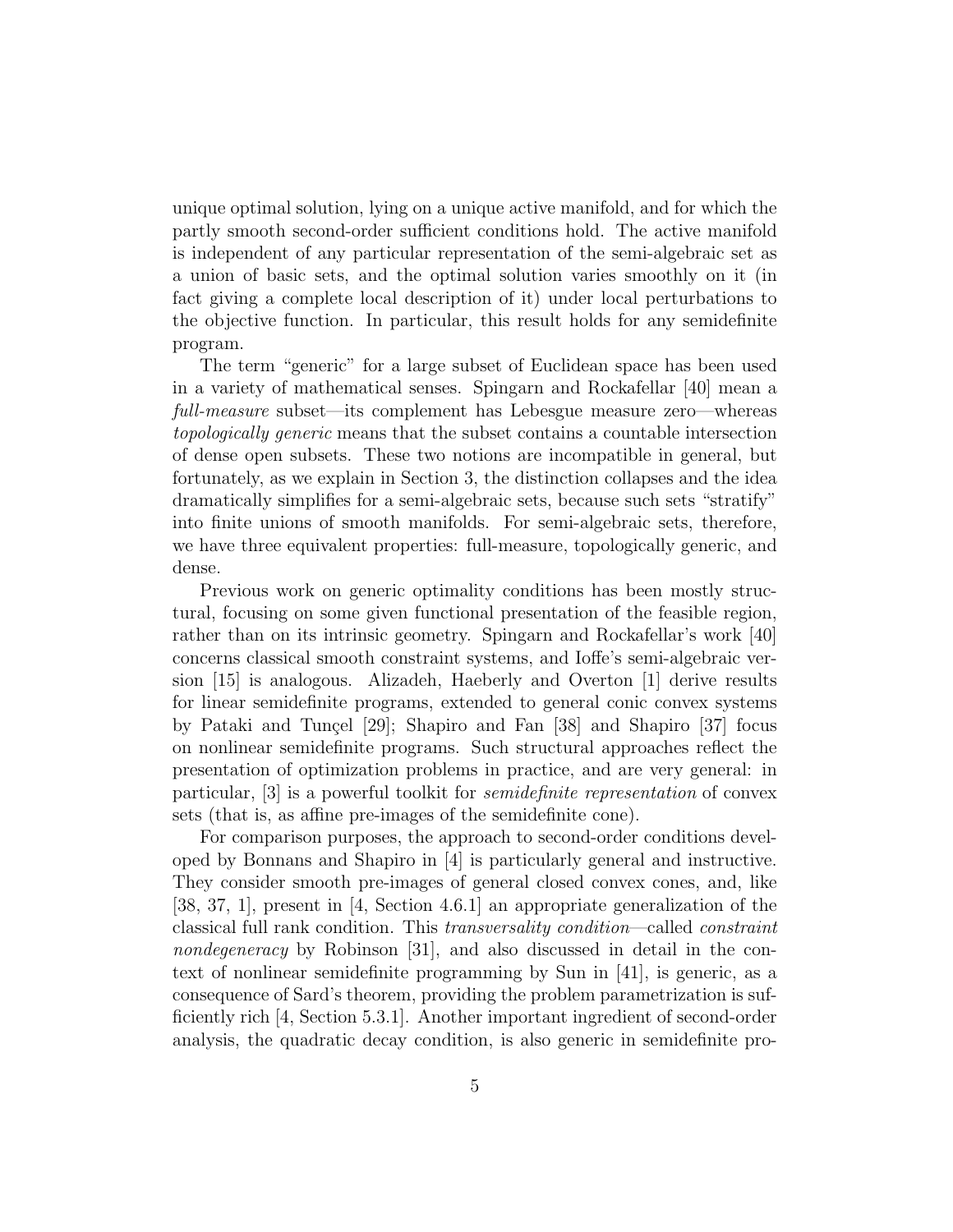unique optimal solution, lying on a unique active manifold, and for which the partly smooth second-order sufficient conditions hold. The active manifold is independent of any particular representation of the semi-algebraic set as a union of basic sets, and the optimal solution varies smoothly on it (in fact giving a complete local description of it) under local perturbations to the objective function. In particular, this result holds for any semidefinite program.

The term "generic" for a large subset of Euclidean space has been used in a variety of mathematical senses. Spingarn and Rockafellar [40] mean a *full-measure* subset—its complement has Lebesgue measure zero—whereas *topologically generic* means that the subset contains a countable intersection of dense open subsets. These two notions are incompatible in general, but fortunately, as we explain in Section 3, the distinction collapses and the idea dramatically simplifies for a semi-algebraic sets, because such sets "stratify" into finite unions of smooth manifolds. For semi-algebraic sets, therefore, we have three equivalent properties: full-measure, topologically generic, and dense.

Previous work on generic optimality conditions has been mostly structural, focusing on some given functional presentation of the feasible region, rather than on its intrinsic geometry. Spingarn and Rockafellar's work [40] concerns classical smooth constraint systems, and Ioffe's semi-algebraic version [15] is analogous. Alizadeh, Haeberly and Overton [1] derive results for linear semidefinite programs, extended to general conic convex systems by Pataki and Tunçel [29]; Shapiro and Fan [38] and Shapiro [37] focus on nonlinear semidefinite programs. Such structural approaches reflect the presentation of optimization problems in practice, and are very general: in particular, [3] is a powerful toolkit for *semidefinite representation* of convex sets (that is, as affine pre-images of the semidefinite cone).

For comparison purposes, the approach to second-order conditions developed by Bonnans and Shapiro in [4] is particularly general and instructive. They consider smooth pre-images of general closed convex cones, and, like [38, 37, 1], present in [4, Section 4.6.1] an appropriate generalization of the classical full rank condition. This *transversality condition*—called *constraint nondegeneracy* by Robinson [31], and also discussed in detail in the context of nonlinear semidefinite programming by Sun in [41], is generic, as a consequence of Sard's theorem, providing the problem parametrization is sufficiently rich [4, Section 5.3.1]. Another important ingredient of second-order analysis, the quadratic decay condition, is also generic in semidefinite pro-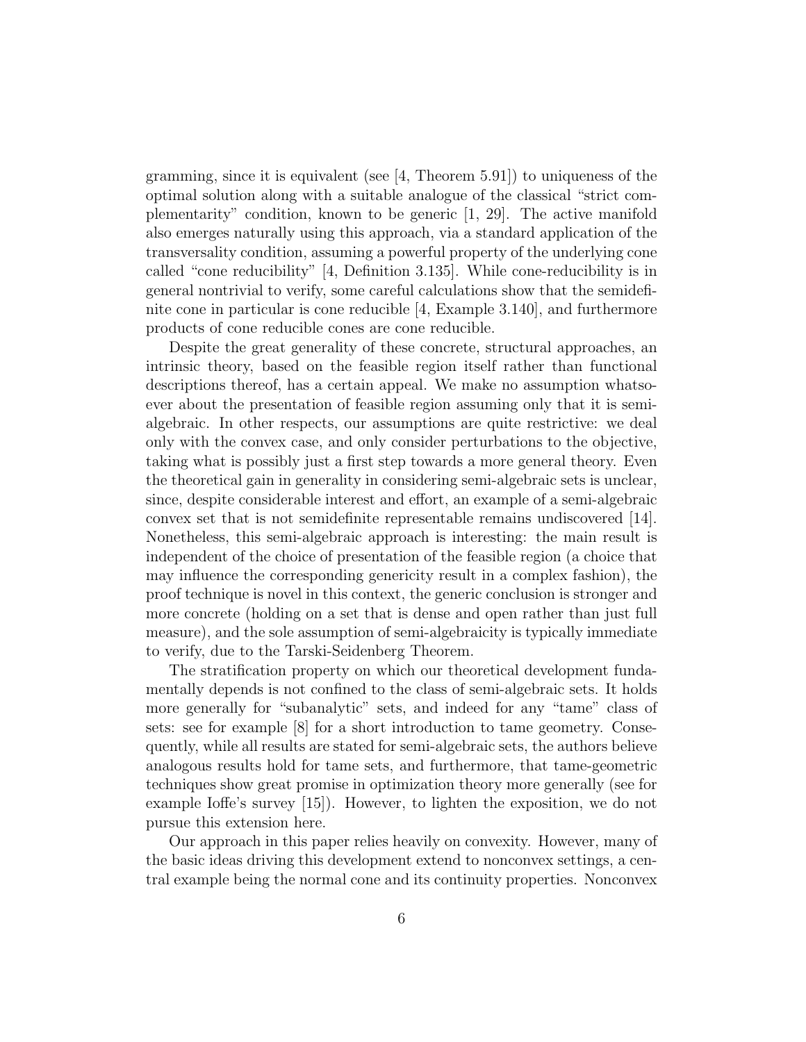gramming, since it is equivalent (see [4, Theorem 5.91]) to uniqueness of the optimal solution along with a suitable analogue of the classical "strict complementarity" condition, known to be generic [1, 29]. The active manifold also emerges naturally using this approach, via a standard application of the transversality condition, assuming a powerful property of the underlying cone called "cone reducibility" [4, Definition 3.135]. While cone-reducibility is in general nontrivial to verify, some careful calculations show that the semidefinite cone in particular is cone reducible [4, Example 3.140], and furthermore products of cone reducible cones are cone reducible.

Despite the great generality of these concrete, structural approaches, an intrinsic theory, based on the feasible region itself rather than functional descriptions thereof, has a certain appeal. We make no assumption whatsoever about the presentation of feasible region assuming only that it is semi-algebraic. In other respects, our assumptions are quite restrictive: we deal only with the convex case, and only consider perturbations to the objective, taking what is possibly just a first step towards a more general theory. Even the theoretical gain in generality in considering semi-algebraic sets is unclear, since, despite considerable interest and effort, an example of a semi-algebraic convex set that is not semidefinite representable remains undiscovered [14]. Nonetheless, this semi-algebraic approach is interesting: the main result is independent of the choice of presentation of the feasible region (a choice that may influence the corresponding genericity result in a complex fashion), the proof technique is novel in this context, the generic conclusion is stronger and more concrete (holding on a set that is dense and open rather than just full measure), and the sole assumption of semi-algebraicity is typically immediate to verify, due to the Tarski-Seidenberg Theorem.

The stratification property on which our theoretical development fundamentally depends is not confined to the class of semi-algebraic sets. It holds more generally for "subanalytic" sets, and indeed for any "tame" class of sets: see for example [8] for a short introduction to tame geometry. Consequently, while all results are stated for semi-algebraic sets, the authors believe analogous results hold for tame sets, and furthermore, that tame-geometric techniques show great promise in optimization theory more generally (see for example Ioffe's survey [15]). However, to lighten the exposition, we do not pursue this extension here.

Our approach in this paper relies heavily on convexity. However, many of the basic ideas driving this development extend to nonconvex settings, a central example being the normal cone and its continuity properties. Nonconvex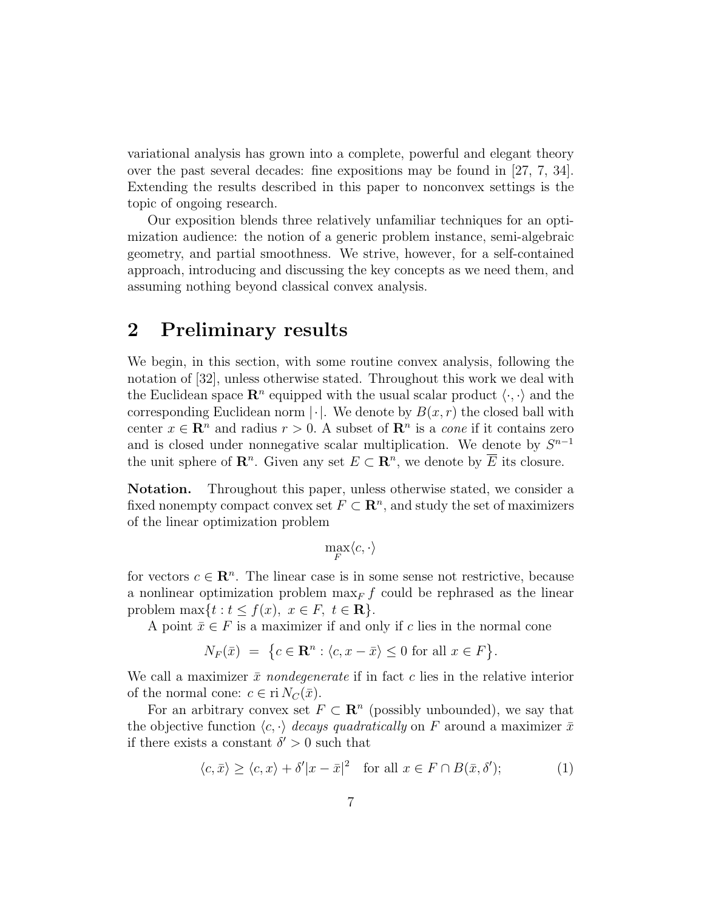variational analysis has grown into a complete, powerful and elegant theory over the past several decades: fine expositions may be found in [27, 7, 34]. Extending the results described in this paper to nonconvex settings is the topic of ongoing research.

Our exposition blends three relatively unfamiliar techniques for an optimization audience: the notion of a generic problem instance, semi-algebraic geometry, and partial smoothness. We strive, however, for a self-contained approach, introducing and discussing the key concepts as we need them, and assuming nothing beyond classical convex analysis.

## 2 Preliminary results

We begin, in this section, with some routine convex analysis, following the notation of [32], unless otherwise stated. Throughout this work we deal with the Euclidean space $\mathbf{R}^n$ equipped with the usual scalar product $\langle \cdot, \cdot \rangle$ and the corresponding Euclidean norm $|\cdot|$. We denote by $B(x, r)$ the closed ball with center $x \in \mathbf{R}^n$ and radius $r > 0$. A subset of $\mathbf{R}^n$ is a *cone* if it contains zero and is closed under nonnegative scalar multiplication. We denote by $S^{n-1}$ the unit sphere of $\mathbf{R}^n$. Given any set $E \subset \mathbf{R}^n$, we denote by $\overline{E}$ its closure.

**Notation.** Throughout this paper, unless otherwise stated, we consider a fixed nonempty compact convex set $F \subset \mathbf{R}^n$, and study the set of maximizers of the linear optimization problem

$$\max_F \langle c, \cdot \rangle$$

for vectors $c \in \mathbf{R}^n$. The linear case is in some sense not restrictive, because a nonlinear optimization problem $\max_F f$ could be rephrased as the linear problem $\max\{t : t \leq f(x),\ x \in F,\ t \in \mathbf{R}\}$.

A point $\bar{x} \in F$ is a maximizer if and only if $c$ lies in the normal cone

$$N_F(\bar{x}) \ = \ \big\{ c \in \mathbf{R}^n : \langle c, x - \bar{x} \rangle \leq 0 \text{ for all } x \in F \big\}.$$

We call a maximizer $\bar{x}$ *nondegenerate* if in fact $c$ lies in the relative interior of the normal cone: $c \in \operatorname{ri} N_C(\bar{x})$.

For an arbitrary convex set $F \subset \mathbf{R}^n$ (possibly unbounded), we say that the objective function $\langle c, \cdot \rangle$ *decays quadratically* on $F$ around a maximizer $\bar{x}$ if there exists a constant $\delta' > 0$ such that

$$\langle c, \bar{x} \rangle \geq \langle c, x \rangle + \delta' |x - \bar{x}|^2 \quad \text{for all } x \in F \cap B(\bar{x}, \delta'); \tag{1}$$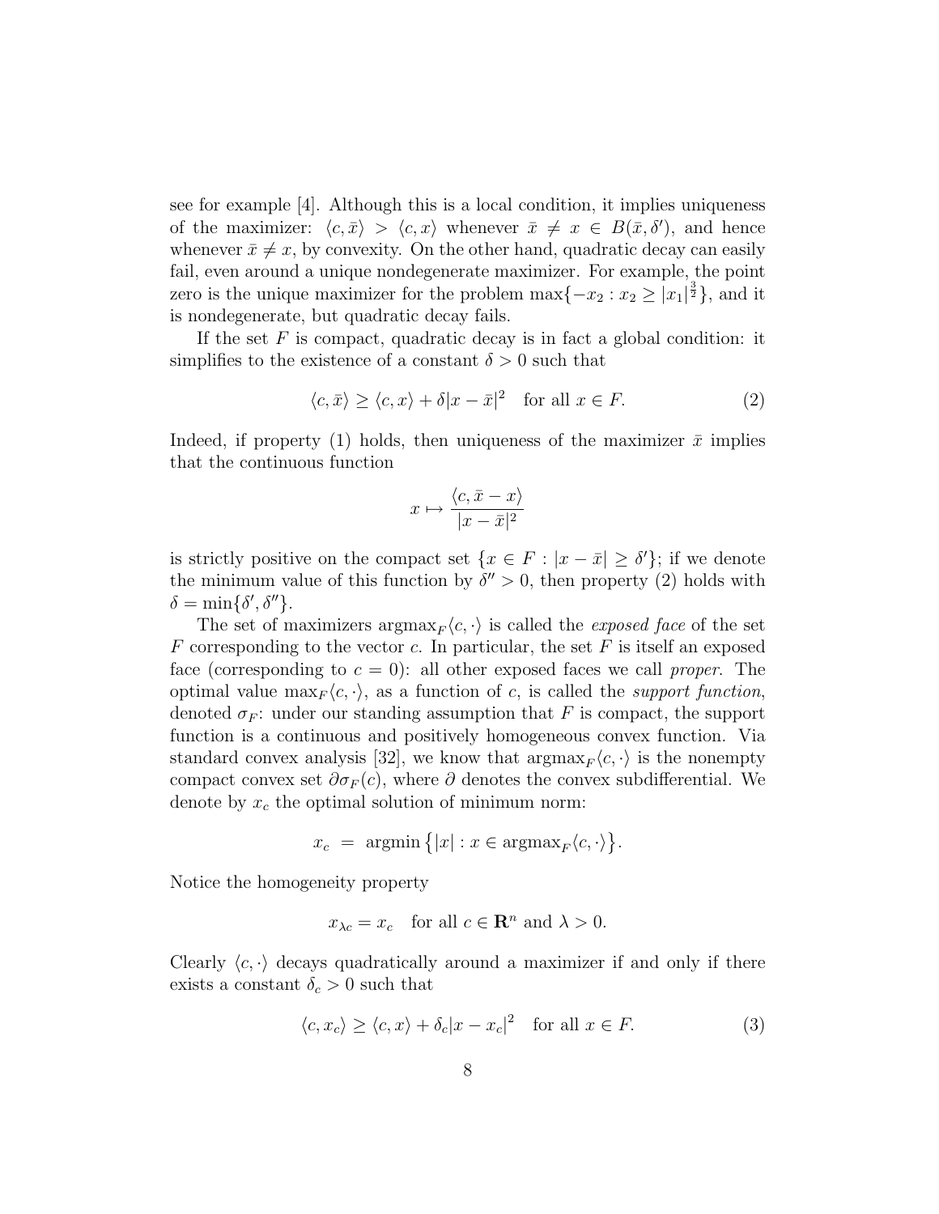see for example [4]. Although this is a local condition, it implies uniqueness of the maximizer: $\langle c, \bar{x} \rangle > \langle c, x \rangle$ whenever $\bar{x} \neq x \in B(\bar{x}, \delta')$, and hence whenever $\bar{x} \neq x$, by convexity. On the other hand, quadratic decay can easily fail, even around a unique nondegenerate maximizer. For example, the point zero is the unique maximizer for the problem $\max\{-x_2 : x_2 \geq |x_1|^{\frac{3}{2}}\}$, and it is nondegenerate, but quadratic decay fails.

If the set $F$ is compact, quadratic decay is in fact a global condition: it simplifies to the existence of a constant $\delta > 0$ such that

$$\langle c, \bar{x} \rangle \geq \langle c, x \rangle + \delta |x - \bar{x}|^2 \quad \text{for all } x \in F. \tag{2}$$

Indeed, if property (1) holds, then uniqueness of the maximizer $\bar{x}$ implies that the continuous function

$$x \mapsto \frac{\langle c, \bar{x} - x \rangle}{|x - \bar{x}|^2}$$

is strictly positive on the compact set $\{x \in F : |x - \bar{x}| \geq \delta'\}$; if we denote the minimum value of this function by $\delta'' > 0$, then property (2) holds with $\delta = \min\{\delta', \delta''\}$.

The set of maximizers $\mathrm{argmax}_F \langle c, \cdot \rangle$ is called the *exposed face* of the set $F$ corresponding to the vector $c$. In particular, the set $F$ is itself an exposed face (corresponding to $c = 0$): all other exposed faces we call *proper*. The optimal value $\max_F \langle c, \cdot \rangle$, as a function of $c$, is called the *support function*, denoted $\sigma_F$: under our standing assumption that $F$ is compact, the support function is a continuous and positively homogeneous convex function. Via standard convex analysis [32], we know that $\mathrm{argmax}_F \langle c, \cdot \rangle$ is the nonempty compact convex set $\partial \sigma_F(c)$, where $\partial$ denotes the convex subdifferential. We denote by $x_c$ the optimal solution of minimum norm:

$$x_c \;=\; \mathrm{argmin}\,\big\{|x| : x \in \mathrm{argmax}_F \langle c, \cdot \rangle\big\}.$$

Notice the homogeneity property

$$x_{\lambda c} = x_c \quad \text{for all } c \in \mathbf{R}^n \text{ and } \lambda > 0.$$

Clearly $\langle c, \cdot \rangle$ decays quadratically around a maximizer if and only if there exists a constant $\delta_c > 0$ such that

$$\langle c, x_c \rangle \geq \langle c, x \rangle + \delta_c |x - x_c|^2 \quad \text{for all } x \in F. \tag{3}$$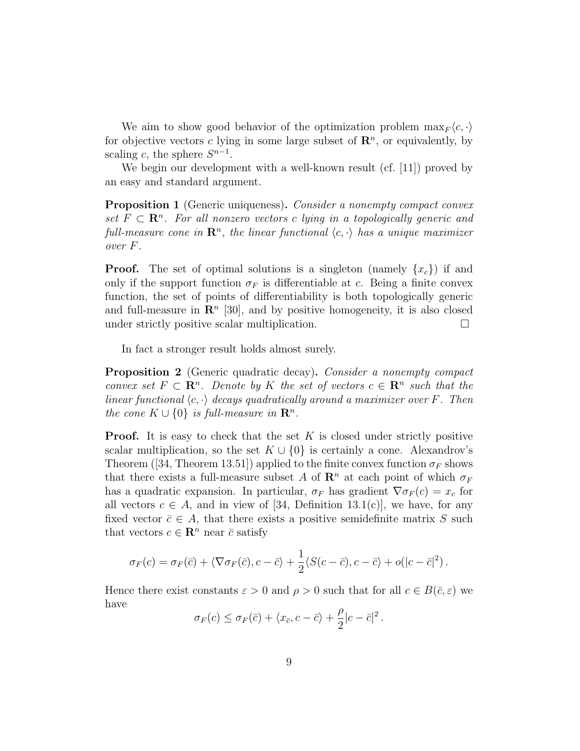We aim to show good behavior of the optimization problem $\max_F \langle c, \cdot \rangle$ for objective vectors $c$ lying in some large subset of $\mathbf{R}^n$, or equivalently, by scaling $c$, the sphere $S^{n-1}$.

We begin our development with a well-known result (cf. [11]) proved by an easy and standard argument.

**Proposition 1** (Generic uniqueness)**.** *Consider a nonempty compact convex set $F \subset \mathbf{R}^n$. For all nonzero vectors $c$ lying in a topologically generic and full-measure cone in $\mathbf{R}^n$, the linear functional $\langle c, \cdot \rangle$ has a unique maximizer over $F$.*

**Proof.** The set of optimal solutions is a singleton (namely $\{x_c\}$) if and only if the support function $\sigma_F$ is differentiable at $c$. Being a finite convex function, the set of points of differentiability is both topologically generic and full-measure in $\mathbf{R}^n$ [30], and by positive homogeneity, it is also closed under strictly positive scalar multiplication. $\square$

In fact a stronger result holds almost surely.

**Proposition 2** (Generic quadratic decay)**.** *Consider a nonempty compact convex set $F \subset \mathbf{R}^n$. Denote by $K$ the set of vectors $c \in \mathbf{R}^n$ such that the linear functional $\langle c, \cdot \rangle$ decays quadratically around a maximizer over $F$. Then the cone $K \cup \{0\}$ is full-measure in $\mathbf{R}^n$.*

**Proof.** It is easy to check that the set $K$ is closed under strictly positive scalar multiplication, so the set $K \cup \{0\}$ is certainly a cone. Alexandrov's Theorem ([34, Theorem 13.51]) applied to the finite convex function $\sigma_F$ shows that there exists a full-measure subset $A$ of $\mathbf{R}^n$ at each point of which $\sigma_F$ has a quadratic expansion. In particular, $\sigma_F$ has gradient $\nabla \sigma_F(c) = x_c$ for all vectors $c \in A$, and in view of [34, Definition 13.1(c)], we have, for any fixed vector $\bar{c} \in A$, that there exists a positive semidefinite matrix $S$ such that vectors $c \in \mathbf{R}^n$ near $\bar{c}$ satisfy

$$\sigma_F(c) = \sigma_F(\bar{c}) + \langle \nabla \sigma_F(\bar{c}), c - \bar{c} \rangle + \frac{1}{2} \langle S(c - \bar{c}), c - \bar{c} \rangle + o(|c - \bar{c}|^2).$$

Hence there exist constants $\varepsilon > 0$ and $\rho > 0$ such that for all $c \in B(\bar{c}, \varepsilon)$ we have

$$\sigma_F(c) \leq \sigma_F(\bar{c}) + \langle x_{\bar{c}}, c - \bar{c} \rangle + \frac{\rho}{2} |c - \bar{c}|^2.$$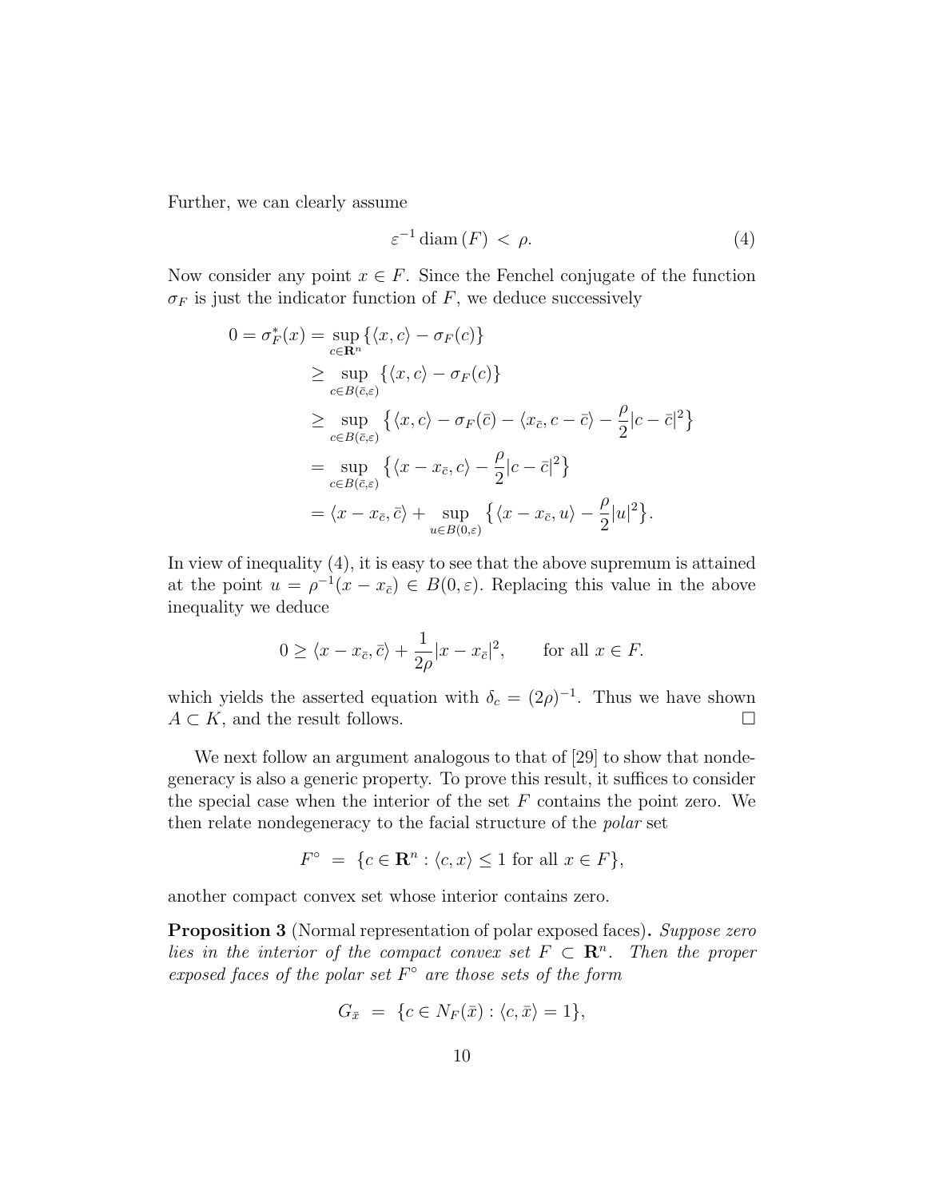Further, we can clearly assume

$$\varepsilon^{-1} \operatorname{diam}(F) < \rho. \tag{4}$$

Now consider any point $x \in F$. Since the Fenchel conjugate of the function $\sigma_F$ is just the indicator function of $F$, we deduce successively

$$\begin{aligned}
0 = \sigma_F^*(x) &= \sup_{c \in \mathbf{R}^n} \{\langle x, c\rangle - \sigma_F(c)\} \\
&\geq \sup_{c \in B(\bar{c}, \varepsilon)} \{\langle x, c\rangle - \sigma_F(c)\} \\
&\geq \sup_{c \in B(\bar{c}, \varepsilon)} \left\{\langle x, c\rangle - \sigma_F(\bar{c}) - \langle x_{\bar{c}}, c - \bar{c}\rangle - \frac{\rho}{2}|c - \bar{c}|^2\right\} \\
&= \sup_{c \in B(\bar{c}, \varepsilon)} \left\{\langle x - x_{\bar{c}}, c\rangle - \frac{\rho}{2}|c - \bar{c}|^2\right\} \\
&= \langle x - x_{\bar{c}}, \bar{c}\rangle + \sup_{u \in B(0, \varepsilon)} \left\{\langle x - x_{\bar{c}}, u\rangle - \frac{\rho}{2}|u|^2\right\}.
\end{aligned}$$

In view of inequality (4), it is easy to see that the above supremum is attained at the point $u = \rho^{-1}(x - x_{\bar{c}}) \in B(0, \varepsilon)$. Replacing this value in the above inequality we deduce

$$0 \geq \langle x - x_{\bar{c}}, \bar{c}\rangle + \frac{1}{2\rho}|x - x_{\bar{c}}|^2, \qquad \text{for all } x \in F.$$

which yields the asserted equation with $\delta_c = (2\rho)^{-1}$. Thus we have shown $A \subset K$, and the result follows. $\square$

We next follow an argument analogous to that of [29] to show that nondegeneracy is also a generic property. To prove this result, it suffices to consider the special case when the interior of the set $F$ contains the point zero. We then relate nondegeneracy to the facial structure of the *polar* set

$$F^\circ \;=\; \{c \in \mathbf{R}^n : \langle c, x\rangle \leq 1 \text{ for all } x \in F\},$$

another compact convex set whose interior contains zero.

**Proposition 3** (Normal representation of polar exposed faces)**.** *Suppose zero lies in the interior of the compact convex set $F \subset \mathbf{R}^n$. Then the proper exposed faces of the polar set $F^\circ$ are those sets of the form*

$$G_{\bar{x}} \;=\; \{c \in N_F(\bar{x}) : \langle c, \bar{x}\rangle = 1\},$$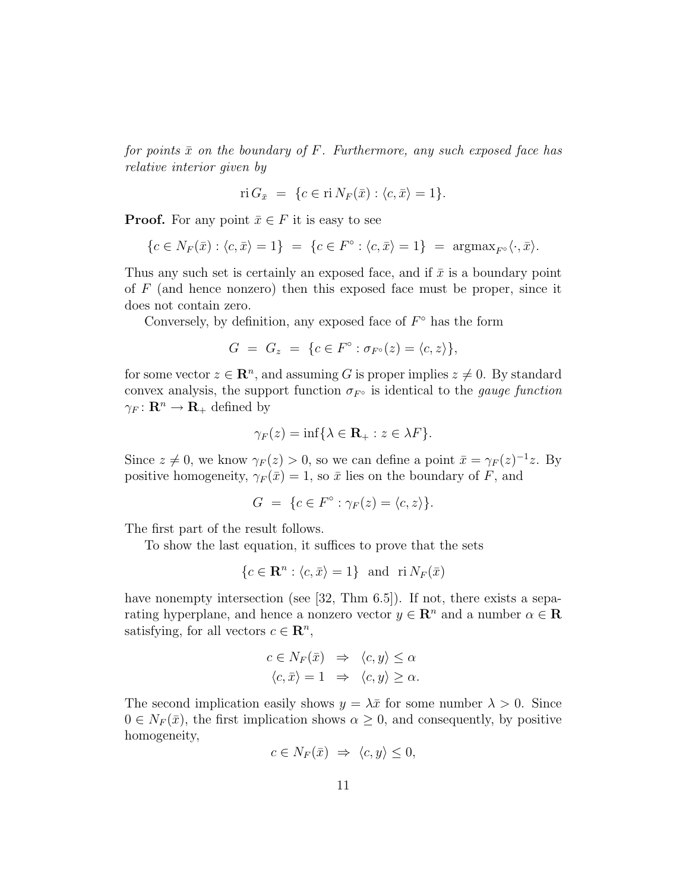*for points $\bar{x}$ on the boundary of $F$. Furthermore, any such exposed face has relative interior given by*

$$\operatorname{ri} G_{\bar{x}} \;=\; \{c \in \operatorname{ri} N_F(\bar{x}) : \langle c, \bar{x} \rangle = 1\}.$$

**Proof.** For any point $\bar{x} \in F$ it is easy to see

$$\{c \in N_F(\bar{x}) : \langle c, \bar{x} \rangle = 1\} \;=\; \{c \in F^\circ : \langle c, \bar{x} \rangle = 1\} \;=\; \operatorname{argmax}_{F^\circ} \langle \cdot, \bar{x} \rangle.$$

Thus any such set is certainly an exposed face, and if $\bar{x}$ is a boundary point of $F$ (and hence nonzero) then this exposed face must be proper, since it does not contain zero.

Conversely, by definition, any exposed face of $F^\circ$ has the form

$$G \;=\; G_z \;=\; \{c \in F^\circ : \sigma_{F^\circ}(z) = \langle c, z \rangle\},$$

for some vector $z \in \mathbf{R}^n$, and assuming $G$ is proper implies $z \neq 0$. By standard convex analysis, the support function $\sigma_{F^\circ}$ is identical to the *gauge function* $\gamma_F \colon \mathbf{R}^n \to \mathbf{R}_+$ defined by

$$\gamma_F(z) = \inf\{\lambda \in \mathbf{R}_+ : z \in \lambda F\}.$$

Since $z \neq 0$, we know $\gamma_F(z) > 0$, so we can define a point $\bar{x} = \gamma_F(z)^{-1} z$. By positive homogeneity, $\gamma_F(\bar{x}) = 1$, so $\bar{x}$ lies on the boundary of $F$, and

$$G \;=\; \{c \in F^\circ : \gamma_F(z) = \langle c, z \rangle\}.$$

The first part of the result follows.

To show the last equation, it suffices to prove that the sets

$$\{c \in \mathbf{R}^n : \langle c, \bar{x} \rangle = 1\} \;\text{ and }\; \operatorname{ri} N_F(\bar{x})$$

have nonempty intersection (see [32, Thm 6.5]). If not, there exists a separating hyperplane, and hence a nonzero vector $y \in \mathbf{R}^n$ and a number $\alpha \in \mathbf{R}$ satisfying, for all vectors $c \in \mathbf{R}^n$,

$$\begin{aligned} c \in N_F(\bar{x}) \;&\Rightarrow\; \langle c, y \rangle \leq \alpha \\ \langle c, \bar{x} \rangle = 1 \;&\Rightarrow\; \langle c, y \rangle \geq \alpha. \end{aligned}$$

The second implication easily shows $y = \lambda \bar{x}$ for some number $\lambda > 0$. Since $0 \in N_F(\bar{x})$, the first implication shows $\alpha \geq 0$, and consequently, by positive homogeneity,

$$c \in N_F(\bar{x}) \;\Rightarrow\; \langle c, y \rangle \leq 0,$$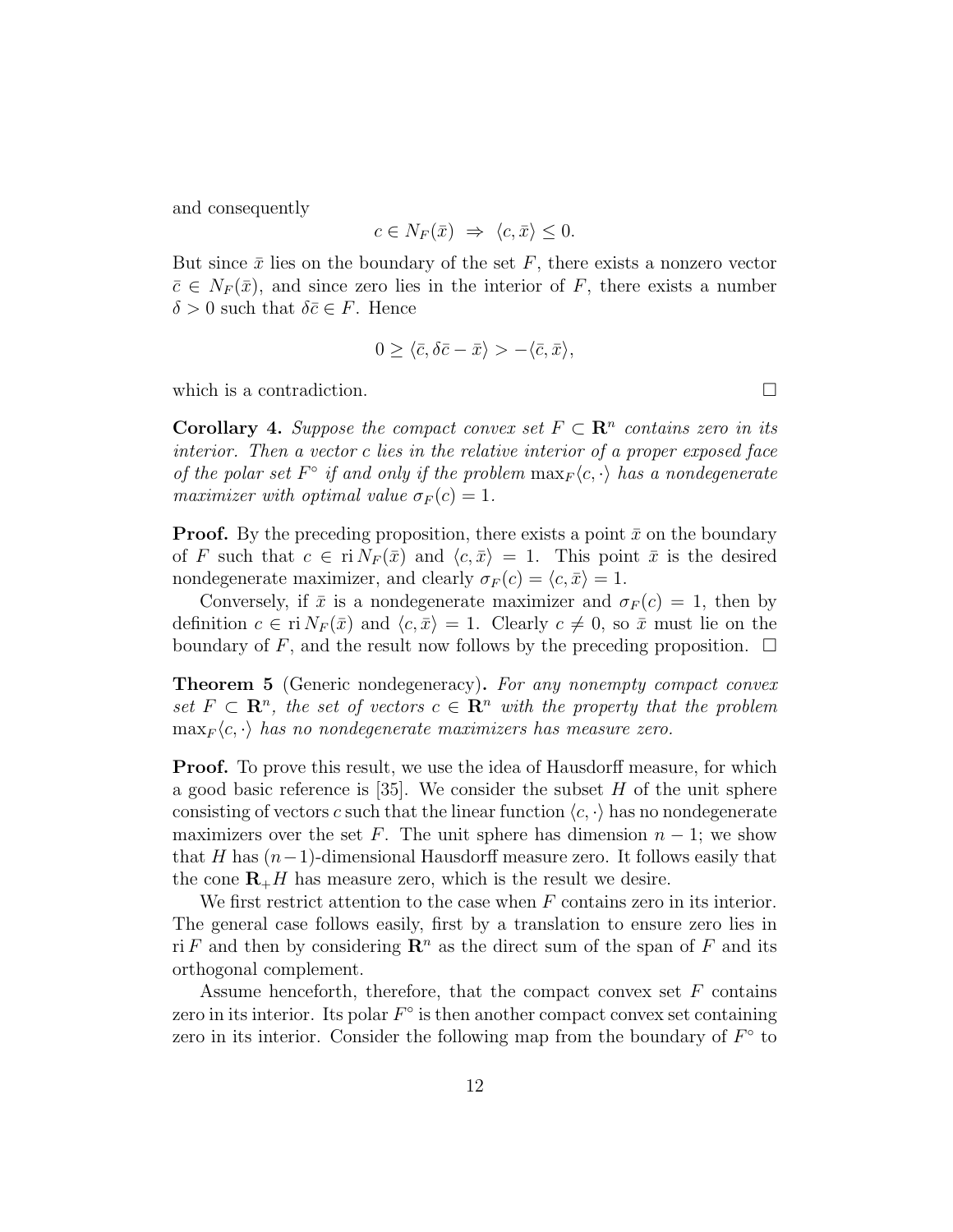and consequently

$$c \in N_F(\bar{x}) \;\Rightarrow\; \langle c, \bar{x} \rangle \leq 0.$$

But since $\bar{x}$ lies on the boundary of the set $F$, there exists a nonzero vector $\bar{c} \in N_F(\bar{x})$, and since zero lies in the interior of $F$, there exists a number $\delta > 0$ such that $\delta \bar{c} \in F$. Hence

$$0 \geq \langle \bar{c}, \delta \bar{c} - \bar{x} \rangle > -\langle \bar{c}, \bar{x} \rangle,$$

which is a contradiction. □

**Corollary 4.** *Suppose the compact convex set $F \subset \mathbf{R}^n$ contains zero in its interior. Then a vector $c$ lies in the relative interior of a proper exposed face of the polar set $F^\circ$ if and only if the problem $\max_F \langle c, \cdot \rangle$ has a nondegenerate maximizer with optimal value $\sigma_F(c) = 1$.*

**Proof.** By the preceding proposition, there exists a point $\bar{x}$ on the boundary of $F$ such that $c \in \operatorname{ri} N_F(\bar{x})$ and $\langle c, \bar{x} \rangle = 1$. This point $\bar{x}$ is the desired nondegenerate maximizer, and clearly $\sigma_F(c) = \langle c, \bar{x} \rangle = 1$.

Conversely, if $\bar{x}$ is a nondegenerate maximizer and $\sigma_F(c) = 1$, then by definition $c \in \operatorname{ri} N_F(\bar{x})$ and $\langle c, \bar{x} \rangle = 1$. Clearly $c \neq 0$, so $\bar{x}$ must lie on the boundary of $F$, and the result now follows by the preceding proposition. □

**Theorem 5** (Generic nondegeneracy)**.** *For any nonempty compact convex set $F \subset \mathbf{R}^n$, the set of vectors $c \in \mathbf{R}^n$ with the property that the problem $\max_F \langle c, \cdot \rangle$ has no nondegenerate maximizers has measure zero.*

**Proof.** To prove this result, we use the idea of Hausdorff measure, for which a good basic reference is [35]. We consider the subset $H$ of the unit sphere consisting of vectors $c$ such that the linear function $\langle c, \cdot \rangle$ has no nondegenerate maximizers over the set $F$. The unit sphere has dimension $n - 1$; we show that $H$ has $(n-1)$-dimensional Hausdorff measure zero. It follows easily that the cone $\mathbf{R}_+ H$ has measure zero, which is the result we desire.

We first restrict attention to the case when $F$ contains zero in its interior. The general case follows easily, first by a translation to ensure zero lies in $\operatorname{ri} F$ and then by considering $\mathbf{R}^n$ as the direct sum of the span of $F$ and its orthogonal complement.

Assume henceforth, therefore, that the compact convex set $F$ contains zero in its interior. Its polar $F^\circ$ is then another compact convex set containing zero in its interior. Consider the following map from the boundary of $F^\circ$ to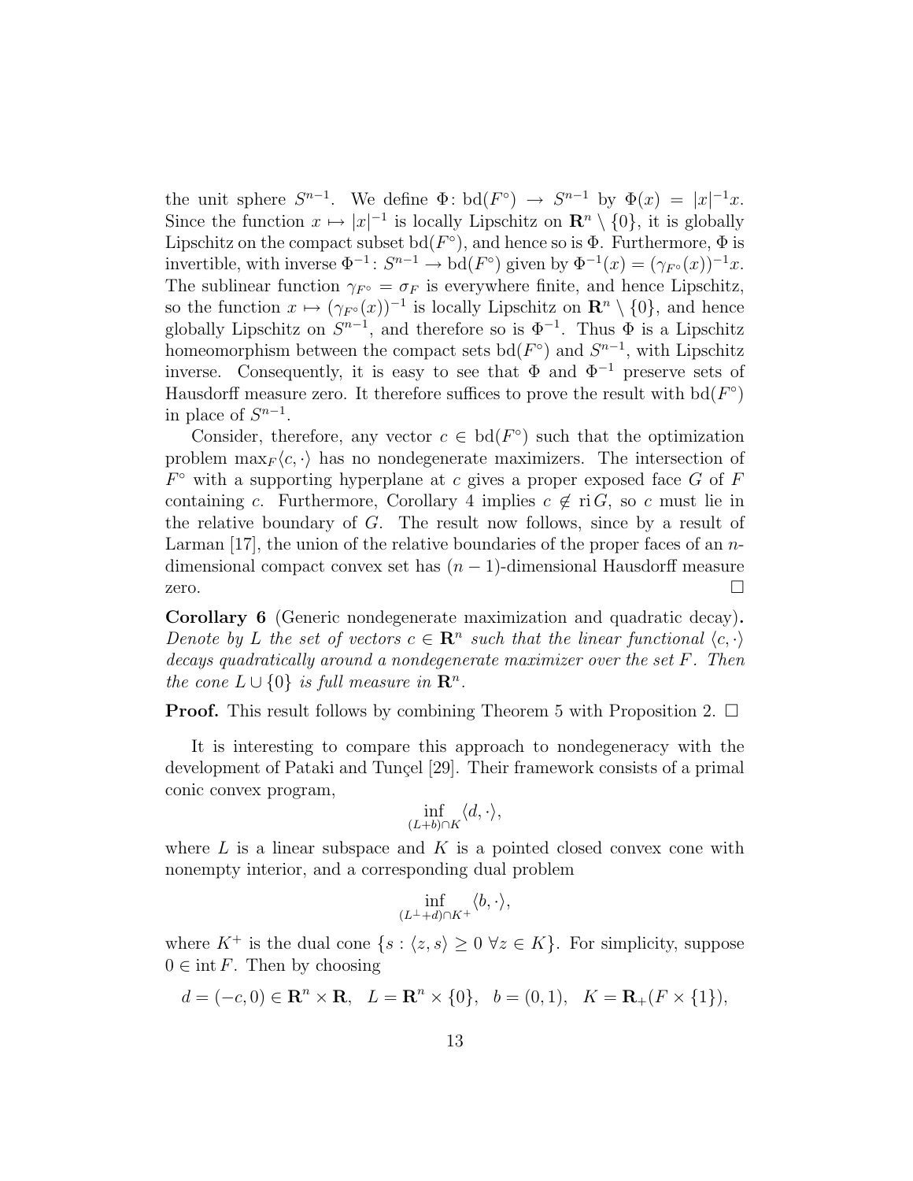the unit sphere $S^{n-1}$. We define $\Phi\colon \mathrm{bd}(F^\circ) \to S^{n-1}$ by $\Phi(x) = |x|^{-1}x$. Since the function $x \mapsto |x|^{-1}$ is locally Lipschitz on $\mathbf{R}^n \setminus \{0\}$, it is globally Lipschitz on the compact subset $\mathrm{bd}(F^\circ)$, and hence so is $\Phi$. Furthermore, $\Phi$ is invertible, with inverse $\Phi^{-1}\colon S^{n-1} \to \mathrm{bd}(F^\circ)$ given by $\Phi^{-1}(x) = (\gamma_{F^\circ}(x))^{-1}x$. The sublinear function $\gamma_{F^\circ} = \sigma_F$ is everywhere finite, and hence Lipschitz, so the function $x \mapsto (\gamma_{F^\circ}(x))^{-1}$ is locally Lipschitz on $\mathbf{R}^n \setminus \{0\}$, and hence globally Lipschitz on $S^{n-1}$, and therefore so is $\Phi^{-1}$. Thus $\Phi$ is a Lipschitz homeomorphism between the compact sets $\mathrm{bd}(F^\circ)$ and $S^{n-1}$, with Lipschitz inverse. Consequently, it is easy to see that $\Phi$ and $\Phi^{-1}$ preserve sets of Hausdorff measure zero. It therefore suffices to prove the result with $\mathrm{bd}(F^\circ)$ in place of $S^{n-1}$.

Consider, therefore, any vector $c \in \mathrm{bd}(F^\circ)$ such that the optimization problem $\max_F \langle c, \cdot \rangle$ has no nondegenerate maximizers. The intersection of $F^\circ$ with a supporting hyperplane at $c$ gives a proper exposed face $G$ of $F$ containing $c$. Furthermore, Corollary 4 implies $c \notin \mathrm{ri}\, G$, so $c$ must lie in the relative boundary of $G$. The result now follows, since by a result of Larman [17], the union of the relative boundaries of the proper faces of an $n$-dimensional compact convex set has $(n-1)$-dimensional Hausdorff measure zero. $\square$

**Corollary 6** (Generic nondegenerate maximization and quadratic decay)**.** *Denote by $L$ the set of vectors $c \in \mathbf{R}^n$ such that the linear functional $\langle c, \cdot \rangle$ decays quadratically around a nondegenerate maximizer over the set $F$. Then the cone $L \cup \{0\}$ is full measure in $\mathbf{R}^n$.*

**Proof.** This result follows by combining Theorem 5 with Proposition 2. $\square$

It is interesting to compare this approach to nondegeneracy with the development of Pataki and Tunçel [29]. Their framework consists of a primal conic convex program,

$$\inf_{(L+b)\cap K} \langle d, \cdot \rangle,$$

where $L$ is a linear subspace and $K$ is a pointed closed convex cone with nonempty interior, and a corresponding dual problem

$$\inf_{(L^\perp + d)\cap K^+} \langle b, \cdot \rangle,$$

where $K^+$ is the dual cone $\{s : \langle z, s \rangle \geq 0 \ \forall z \in K\}$. For simplicity, suppose $0 \in \mathrm{int}\, F$. Then by choosing

$$d = (-c, 0) \in \mathbf{R}^n \times \mathbf{R}, \quad L = \mathbf{R}^n \times \{0\}, \quad b = (0, 1), \quad K = \mathbf{R}_+(F \times \{1\}),$$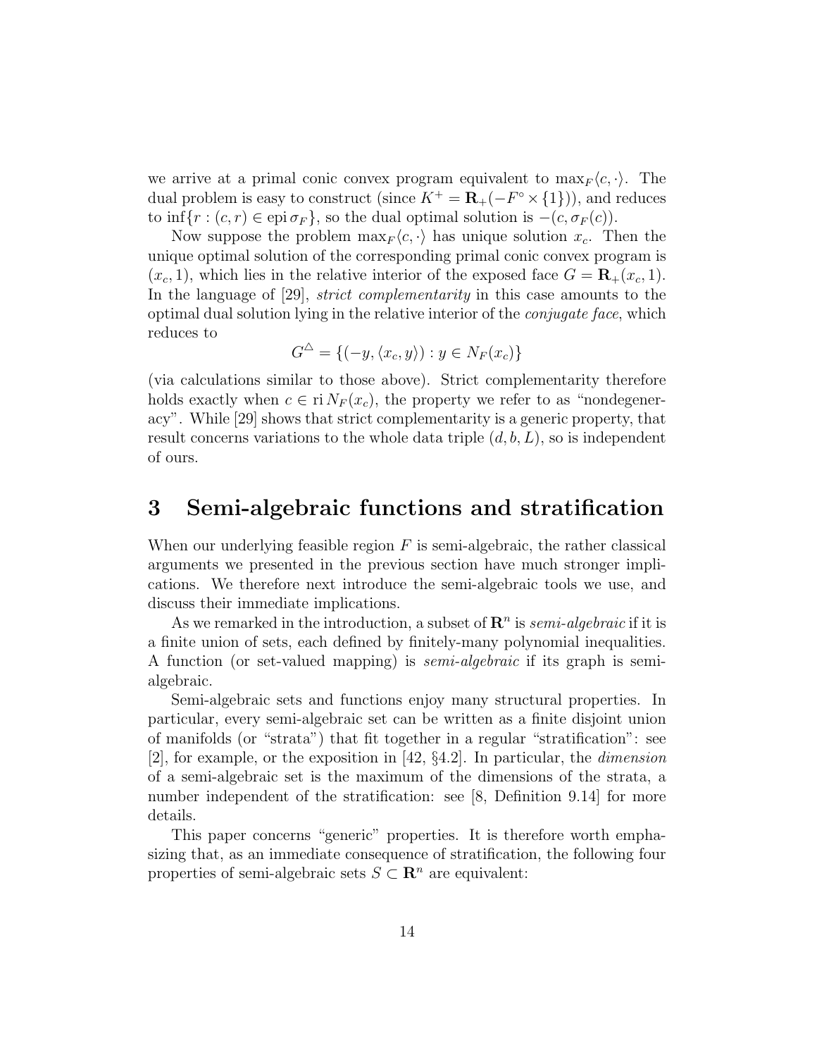we arrive at a primal conic convex program equivalent to $\max_F \langle c, \cdot \rangle$. The dual problem is easy to construct (since $K^+ = \mathbf{R}_+(-F^\circ \times \{1\})$), and reduces to $\inf\{r : (c, r) \in \operatorname{epi} \sigma_F\}$, so the dual optimal solution is $-(c, \sigma_F(c))$.

Now suppose the problem $\max_F \langle c, \cdot \rangle$ has unique solution $x_c$. Then the unique optimal solution of the corresponding primal conic convex program is $(x_c, 1)$, which lies in the relative interior of the exposed face $G = \mathbf{R}_+(x_c, 1)$. In the language of [29], *strict complementarity* in this case amounts to the optimal dual solution lying in the relative interior of the *conjugate face*, which reduces to

$$G^\triangle = \{(-y, \langle x_c, y \rangle) : y \in N_F(x_c)\}$$

(via calculations similar to those above). Strict complementarity therefore holds exactly when $c \in \operatorname{ri} N_F(x_c)$, the property we refer to as "nondegeneracy". While [29] shows that strict complementarity is a generic property, that result concerns variations to the whole data triple $(d, b, L)$, so is independent of ours.

# 3 Semi-algebraic functions and stratification

When our underlying feasible region $F$ is semi-algebraic, the rather classical arguments we presented in the previous section have much stronger implications. We therefore next introduce the semi-algebraic tools we use, and discuss their immediate implications.

As we remarked in the introduction, a subset of $\mathbf{R}^n$ is *semi-algebraic* if it is a finite union of sets, each defined by finitely-many polynomial inequalities. A function (or set-valued mapping) is *semi-algebraic* if its graph is semi-algebraic.

Semi-algebraic sets and functions enjoy many structural properties. In particular, every semi-algebraic set can be written as a finite disjoint union of manifolds (or "strata") that fit together in a regular "stratification": see [2], for example, or the exposition in [42, §4.2]. In particular, the *dimension* of a semi-algebraic set is the maximum of the dimensions of the strata, a number independent of the stratification: see [8, Definition 9.14] for more details.

This paper concerns "generic" properties. It is therefore worth emphasizing that, as an immediate consequence of stratification, the following four properties of semi-algebraic sets $S \subset \mathbf{R}^n$ are equivalent: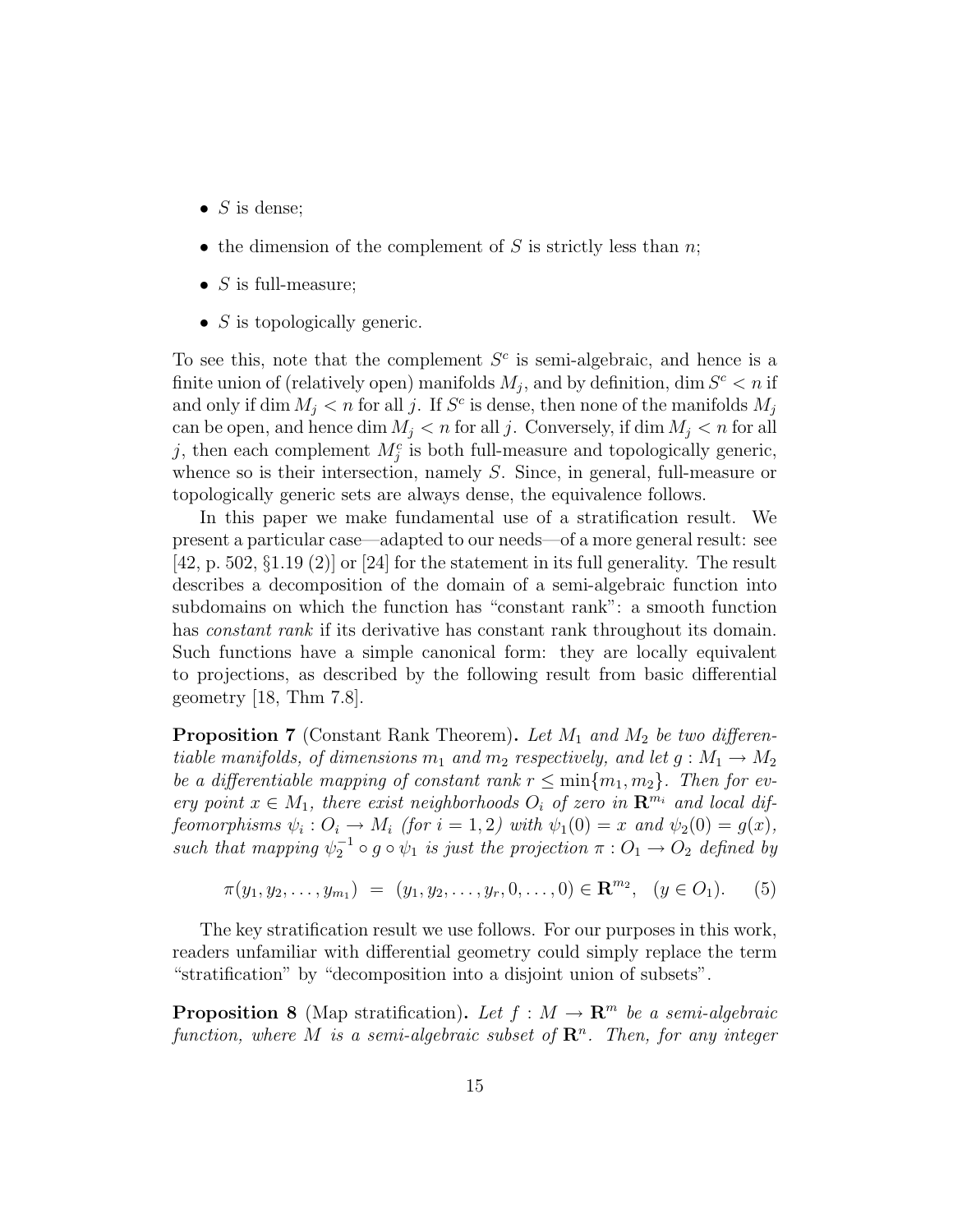- $S$ is dense;
- the dimension of the complement of $S$ is strictly less than $n$;
- $S$ is full-measure;
- $S$ is topologically generic.

To see this, note that the complement $S^c$ is semi-algebraic, and hence is a finite union of (relatively open) manifolds $M_j$, and by definition, $\dim S^c < n$ if and only if $\dim M_j < n$ for all $j$. If $S^c$ is dense, then none of the manifolds $M_j$ can be open, and hence $\dim M_j < n$ for all $j$. Conversely, if $\dim M_j < n$ for all $j$, then each complement $M_j^c$ is both full-measure and topologically generic, whence so is their intersection, namely $S$. Since, in general, full-measure or topologically generic sets are always dense, the equivalence follows.

In this paper we make fundamental use of a stratification result. We present a particular case—adapted to our needs—of a more general result: see [42, p. 502, §1.19 (2)] or [24] for the statement in its full generality. The result describes a decomposition of the domain of a semi-algebraic function into subdomains on which the function has "constant rank": a smooth function has *constant rank* if its derivative has constant rank throughout its domain. Such functions have a simple canonical form: they are locally equivalent to projections, as described by the following result from basic differential geometry [18, Thm 7.8].

**Proposition 7** (Constant Rank Theorem)**.** *Let $M_1$ and $M_2$ be two differentiable manifolds, of dimensions $m_1$ and $m_2$ respectively, and let $g : M_1 \to M_2$ be a differentiable mapping of constant rank $r \leq \min\{m_1, m_2\}$. Then for every point $x \in M_1$, there exist neighborhoods $O_i$ of zero in $\mathbf{R}^{m_i}$ and local diffeomorphisms $\psi_i : O_i \to M_i$ (for $i = 1, 2$) with $\psi_1(0) = x$ and $\psi_2(0) = g(x)$, such that mapping $\psi_2^{-1} \circ g \circ \psi_1$ is just the projection $\pi : O_1 \to O_2$ defined by*

$$\pi(y_1, y_2, \ldots, y_{m_1}) \;=\; (y_1, y_2, \ldots, y_r, 0, \ldots, 0) \in \mathbf{R}^{m_2}, \quad (y \in O_1). \tag{5}$$

The key stratification result we use follows. For our purposes in this work, readers unfamiliar with differential geometry could simply replace the term "stratification" by "decomposition into a disjoint union of subsets".

**Proposition 8** (Map stratification)**.** *Let $f : M \to \mathbf{R}^m$ be a semi-algebraic function, where $M$ is a semi-algebraic subset of $\mathbf{R}^n$. Then, for any integer*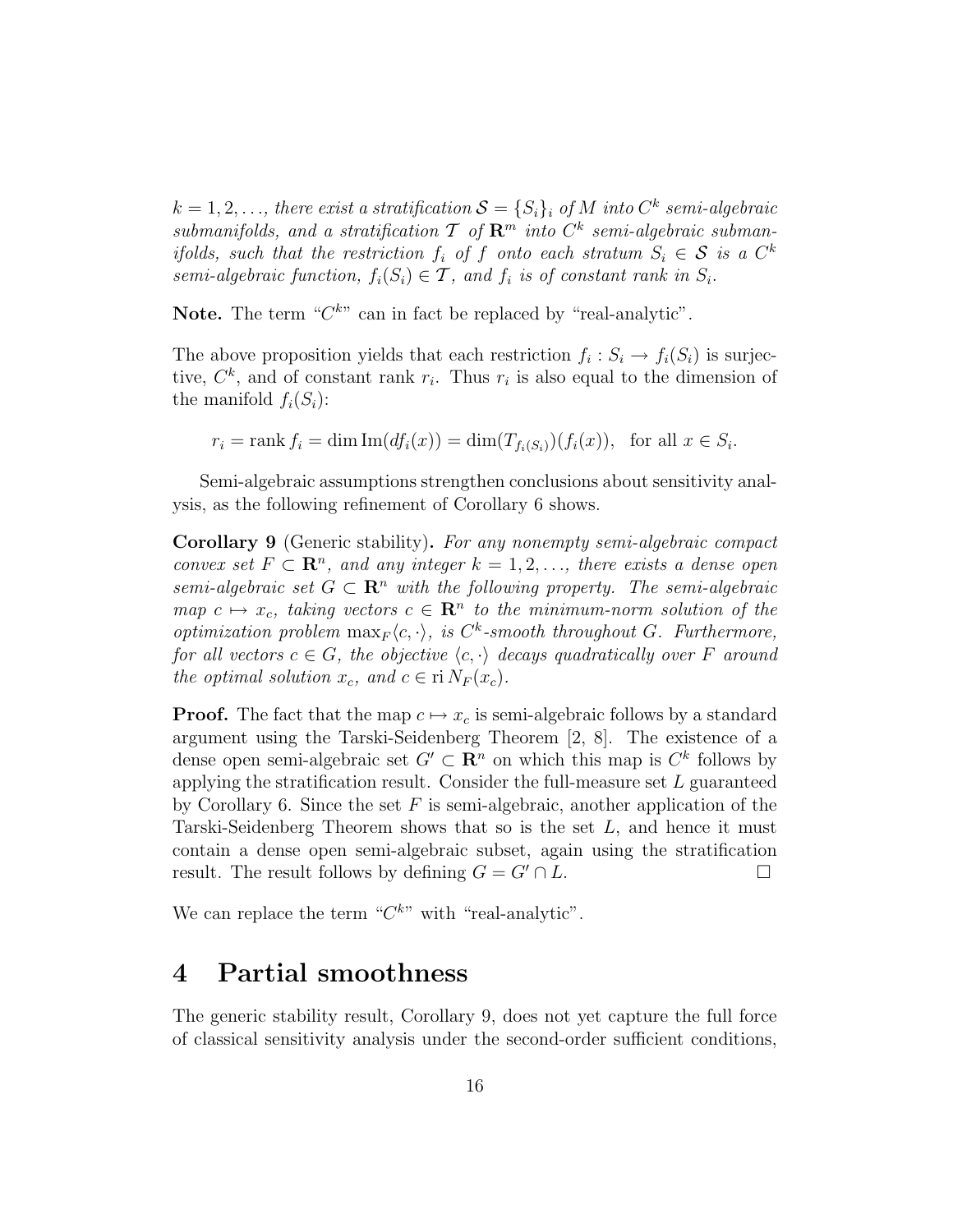*$k = 1, 2, \ldots$, there exist a stratification $\mathcal{S} = \{S_i\}_i$ of $M$ into $C^k$ semi-algebraic submanifolds, and a stratification $\mathcal{T}$ of $\mathbf{R}^m$ into $C^k$ semi-algebraic submanifolds, such that the restriction $f_i$ of $f$ onto each stratum $S_i \in \mathcal{S}$ is a $C^k$ semi-algebraic function, $f_i(S_i) \in \mathcal{T}$, and $f_i$ is of constant rank in $S_i$.*

**Note.** The term "$C^k$" can in fact be replaced by "real-analytic".

The above proposition yields that each restriction $f_i : S_i \to f_i(S_i)$ is surjective, $C^k$, and of constant rank $r_i$. Thus $r_i$ is also equal to the dimension of the manifold $f_i(S_i)$:

$$r_i = \operatorname{rank} f_i = \dim \operatorname{Im}(df_i(x)) = \dim(T_{f_i(S_i)})(f_i(x)), \quad \text{for all } x \in S_i.$$

Semi-algebraic assumptions strengthen conclusions about sensitivity analysis, as the following refinement of Corollary 6 shows.

**Corollary 9** (Generic stability)**.** *For any nonempty semi-algebraic compact convex set $F \subset \mathbf{R}^n$, and any integer $k = 1, 2, \ldots$, there exists a dense open semi-algebraic set $G \subset \mathbf{R}^n$ with the following property. The semi-algebraic map $c \mapsto x_c$, taking vectors $c \in \mathbf{R}^n$ to the minimum-norm solution of the optimization problem $\max_F \langle c, \cdot \rangle$, is $C^k$-smooth throughout $G$. Furthermore, for all vectors $c \in G$, the objective $\langle c, \cdot \rangle$ decays quadratically over $F$ around the optimal solution $x_c$, and $c \in \operatorname{ri} N_F(x_c)$.*

**Proof.** The fact that the map $c \mapsto x_c$ is semi-algebraic follows by a standard argument using the Tarski-Seidenberg Theorem [2, 8]. The existence of a dense open semi-algebraic set $G' \subset \mathbf{R}^n$ on which this map is $C^k$ follows by applying the stratification result. Consider the full-measure set $L$ guaranteed by Corollary 6. Since the set $F$ is semi-algebraic, another application of the Tarski-Seidenberg Theorem shows that so is the set $L$, and hence it must contain a dense open semi-algebraic subset, again using the stratification result. The result follows by defining $G = G' \cap L$. $\square$

We can replace the term "$C^k$" with "real-analytic".

# 4 Partial smoothness

The generic stability result, Corollary 9, does not yet capture the full force of classical sensitivity analysis under the second-order sufficient conditions,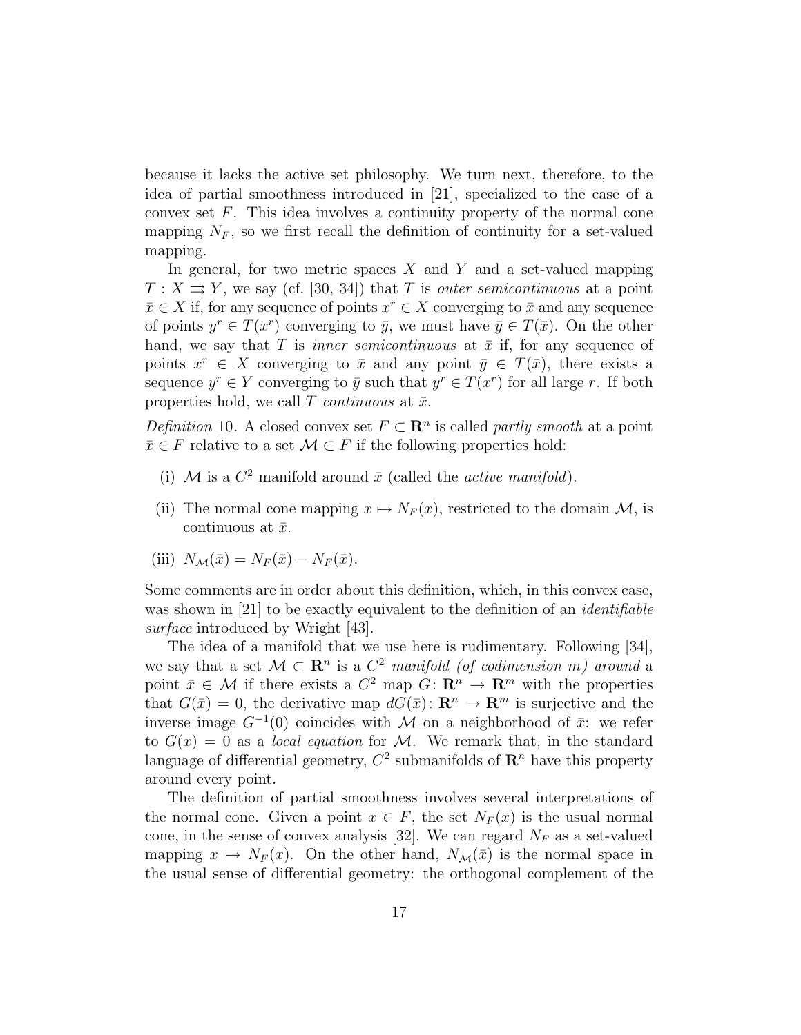because it lacks the active set philosophy. We turn next, therefore, to the idea of partial smoothness introduced in [21], specialized to the case of a convex set $F$. This idea involves a continuity property of the normal cone mapping $N_F$, so we first recall the definition of continuity for a set-valued mapping.

In general, for two metric spaces $X$ and $Y$ and a set-valued mapping $T : X \rightrightarrows Y$, we say (cf. [30, 34]) that $T$ is *outer semicontinuous* at a point $\bar{x} \in X$ if, for any sequence of points $x^r \in X$ converging to $\bar{x}$ and any sequence of points $y^r \in T(x^r)$ converging to $\bar{y}$, we must have $\bar{y} \in T(\bar{x})$. On the other hand, we say that $T$ is *inner semicontinuous* at $\bar{x}$ if, for any sequence of points $x^r \in X$ converging to $\bar{x}$ and any point $\bar{y} \in T(\bar{x})$, there exists a sequence $y^r \in Y$ converging to $\bar{y}$ such that $y^r \in T(x^r)$ for all large $r$. If both properties hold, we call $T$ *continuous* at $\bar{x}$.

*Definition* 10. A closed convex set $F \subset \mathbf{R}^n$ is called *partly smooth* at a point $\bar{x} \in F$ relative to a set $\mathcal{M} \subset F$ if the following properties hold:

(i) $\mathcal{M}$ is a $C^2$ manifold around $\bar{x}$ (called the *active manifold*).

(ii) The normal cone mapping $x \mapsto N_F(x)$, restricted to the domain $\mathcal{M}$, is continuous at $\bar{x}$.

(iii) $N_{\mathcal{M}}(\bar{x}) = N_F(\bar{x}) - N_F(\bar{x})$.

Some comments are in order about this definition, which, in this convex case, was shown in [21] to be exactly equivalent to the definition of an *identifiable surface* introduced by Wright [43].

The idea of a manifold that we use here is rudimentary. Following [34], we say that a set $\mathcal{M} \subset \mathbf{R}^n$ is a *$C^2$ manifold (of codimension $m$) around* a point $\bar{x} \in \mathcal{M}$ if there exists a $C^2$ map $G\colon \mathbf{R}^n \to \mathbf{R}^m$ with the properties that $G(\bar{x}) = 0$, the derivative map $dG(\bar{x})\colon \mathbf{R}^n \to \mathbf{R}^m$ is surjective and the inverse image $G^{-1}(0)$ coincides with $\mathcal{M}$ on a neighborhood of $\bar{x}$: we refer to $G(x) = 0$ as a *local equation* for $\mathcal{M}$. We remark that, in the standard language of differential geometry, $C^2$ submanifolds of $\mathbf{R}^n$ have this property around every point.

The definition of partial smoothness involves several interpretations of the normal cone. Given a point $x \in F$, the set $N_F(x)$ is the usual normal cone, in the sense of convex analysis [32]. We can regard $N_F$ as a set-valued mapping $x \mapsto N_F(x)$. On the other hand, $N_{\mathcal{M}}(\bar{x})$ is the normal space in the usual sense of differential geometry: the orthogonal complement of the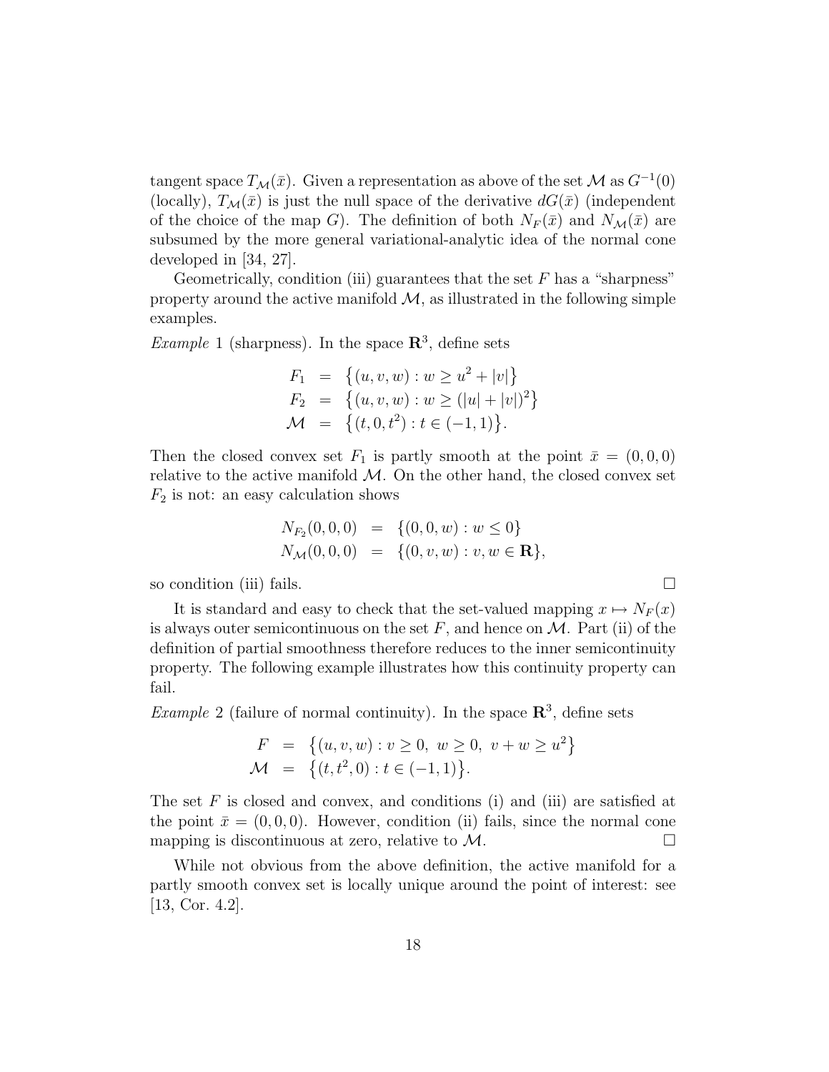tangent space $T_{\mathcal{M}}(\bar{x})$. Given a representation as above of the set $\mathcal{M}$ as $G^{-1}(0)$ (locally), $T_{\mathcal{M}}(\bar{x})$ is just the null space of the derivative $dG(\bar{x})$ (independent of the choice of the map $G$). The definition of both $N_F(\bar{x})$ and $N_{\mathcal{M}}(\bar{x})$ are subsumed by the more general variational-analytic idea of the normal cone developed in [34, 27].

Geometrically, condition (iii) guarantees that the set $F$ has a "sharpness" property around the active manifold $\mathcal{M}$, as illustrated in the following simple examples.

*Example* 1 (sharpness). In the space $\mathbf{R}^3$, define sets

$$
\begin{aligned}
F_1 &= \big\{(u,v,w) : w \geq u^2 + |v|\big\} \\
F_2 &= \big\{(u,v,w) : w \geq (|u| + |v|)^2\big\} \\
\mathcal{M} &= \big\{(t,0,t^2) : t \in (-1,1)\big\}.
\end{aligned}
$$

Then the closed convex set $F_1$ is partly smooth at the point $\bar{x} = (0,0,0)$ relative to the active manifold $\mathcal{M}$. On the other hand, the closed convex set $F_2$ is not: an easy calculation shows

$$
\begin{aligned}
N_{F_2}(0,0,0) &= \{(0,0,w) : w \leq 0\} \\
N_{\mathcal{M}}(0,0,0) &= \{(0,v,w) : v,w \in \mathbf{R}\},
\end{aligned}
$$

so condition (iii) fails. □

It is standard and easy to check that the set-valued mapping $x \mapsto N_F(x)$ is always outer semicontinuous on the set $F$, and hence on $\mathcal{M}$. Part (ii) of the definition of partial smoothness therefore reduces to the inner semicontinuity property. The following example illustrates how this continuity property can fail.

*Example* 2 (failure of normal continuity). In the space $\mathbf{R}^3$, define sets

$$
\begin{aligned}
F &= \big\{(u,v,w) : v \geq 0,\ w \geq 0,\ v + w \geq u^2\big\} \\
\mathcal{M} &= \big\{(t,t^2,0) : t \in (-1,1)\big\}.
\end{aligned}
$$

The set $F$ is closed and convex, and conditions (i) and (iii) are satisfied at the point $\bar{x} = (0,0,0)$. However, condition (ii) fails, since the normal cone mapping is discontinuous at zero, relative to $\mathcal{M}$. □

While not obvious from the above definition, the active manifold for a partly smooth convex set is locally unique around the point of interest: see [13, Cor. 4.2].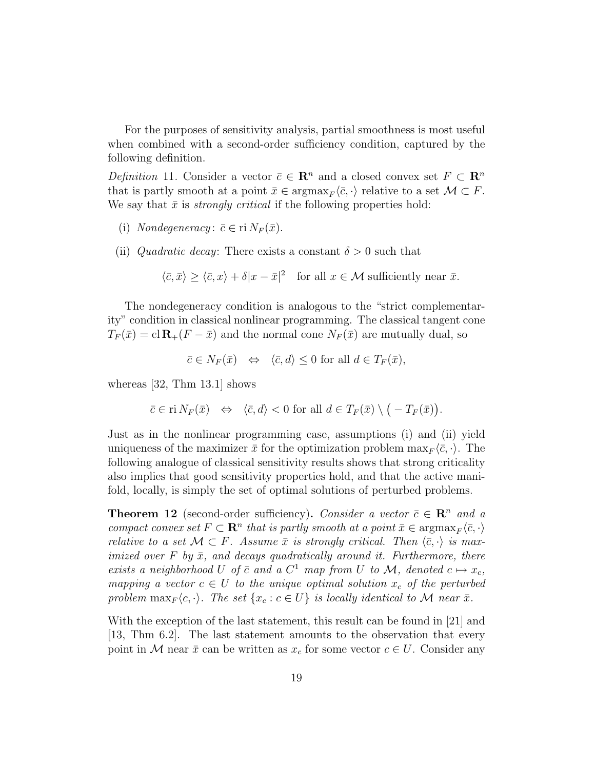For the purposes of sensitivity analysis, partial smoothness is most useful when combined with a second-order sufficiency condition, captured by the following definition.

*Definition* 11. Consider a vector $\bar{c} \in \mathbf{R}^n$ and a closed convex set $F \subset \mathbf{R}^n$ that is partly smooth at a point $\bar{x} \in \operatorname{argmax}_F \langle \bar{c}, \cdot \rangle$ relative to a set $\mathcal{M} \subset F$. We say that $\bar{x}$ is *strongly critical* if the following properties hold:

(i) *Nondegeneracy*: $\bar{c} \in \operatorname{ri} N_F(\bar{x})$.

(ii) *Quadratic decay*: There exists a constant $\delta > 0$ such that

$$\langle \bar{c}, \bar{x} \rangle \geq \langle \bar{c}, x \rangle + \delta |x - \bar{x}|^2 \quad \text{for all } x \in \mathcal{M} \text{ sufficiently near } \bar{x}.$$

The nondegeneracy condition is analogous to the "strict complementarity" condition in classical nonlinear programming. The classical tangent cone $T_F(\bar{x}) = \operatorname{cl} \mathbf{R}_+(F - \bar{x})$ and the normal cone $N_F(\bar{x})$ are mutually dual, so

$$\bar{c} \in N_F(\bar{x}) \quad \Leftrightarrow \quad \langle \bar{c}, d \rangle \leq 0 \text{ for all } d \in T_F(\bar{x}),$$

whereas [32, Thm 13.1] shows

$$\bar{c} \in \operatorname{ri} N_F(\bar{x}) \quad \Leftrightarrow \quad \langle \bar{c}, d \rangle < 0 \text{ for all } d \in T_F(\bar{x}) \setminus \big( -T_F(\bar{x}) \big).$$

Just as in the nonlinear programming case, assumptions (i) and (ii) yield uniqueness of the maximizer $\bar{x}$ for the optimization problem $\max_F \langle \bar{c}, \cdot \rangle$. The following analogue of classical sensitivity results shows that strong criticality also implies that good sensitivity properties hold, and that the active manifold, locally, is simply the set of optimal solutions of perturbed problems.

**Theorem 12** (second-order sufficiency)**.** *Consider a vector $\bar{c} \in \mathbf{R}^n$ and a compact convex set $F \subset \mathbf{R}^n$ that is partly smooth at a point $\bar{x} \in \operatorname{argmax}_F \langle \bar{c}, \cdot \rangle$ relative to a set $\mathcal{M} \subset F$. Assume $\bar{x}$ is strongly critical. Then $\langle \bar{c}, \cdot \rangle$ is maximized over $F$ by $\bar{x}$, and decays quadratically around it. Furthermore, there exists a neighborhood $U$ of $\bar{c}$ and a $C^1$ map from $U$ to $\mathcal{M}$, denoted $c \mapsto x_c$, mapping a vector $c \in U$ to the unique optimal solution $x_c$ of the perturbed problem $\max_F \langle c, \cdot \rangle$. The set $\{x_c : c \in U\}$ is locally identical to $\mathcal{M}$ near $\bar{x}$.*

With the exception of the last statement, this result can be found in [21] and [13, Thm 6.2]. The last statement amounts to the observation that every point in $\mathcal{M}$ near $\bar{x}$ can be written as $x_c$ for some vector $c \in U$. Consider any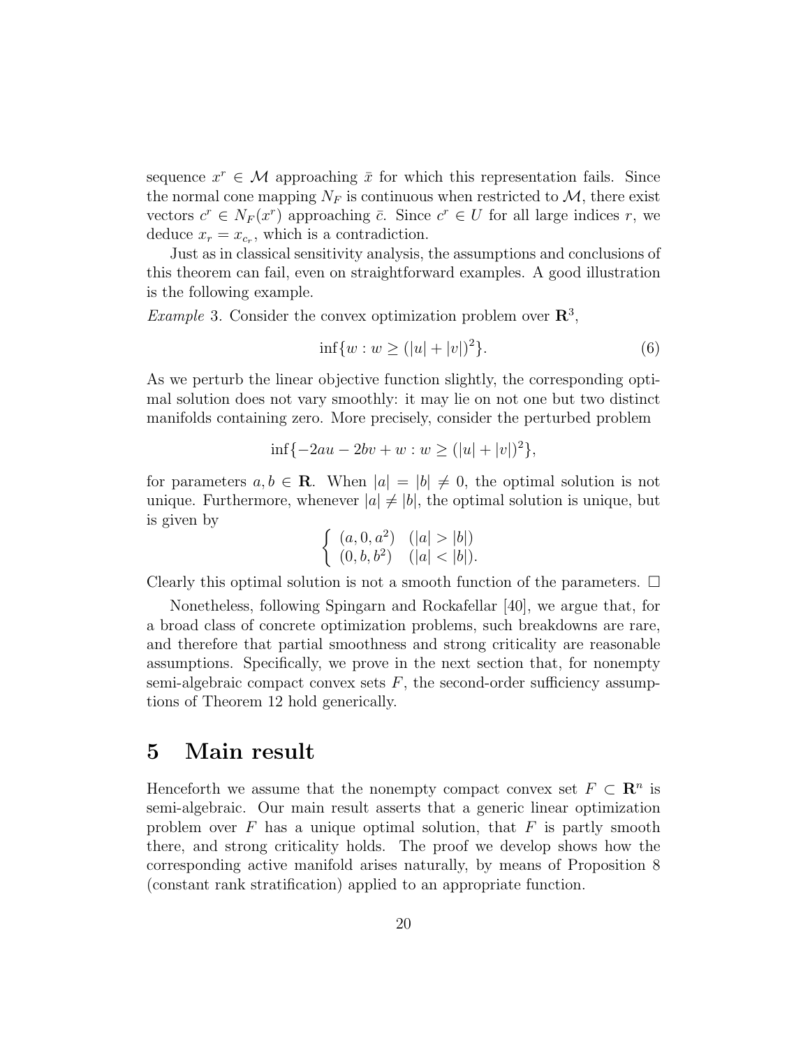sequence $x^r \in \mathcal{M}$ approaching $\bar{x}$ for which this representation fails. Since the normal cone mapping $N_F$ is continuous when restricted to $\mathcal{M}$, there exist vectors $c^r \in N_F(x^r)$ approaching $\bar{c}$. Since $c^r \in U$ for all large indices $r$, we deduce $x_r = x_{c_r}$, which is a contradiction.

Just as in classical sensitivity analysis, the assumptions and conclusions of this theorem can fail, even on straightforward examples. A good illustration is the following example.

*Example* 3. Consider the convex optimization problem over $\mathbf{R}^3$,

$$\inf\{w : w \geq (|u| + |v|)^2\}. \tag{6}$$

As we perturb the linear objective function slightly, the corresponding optimal solution does not vary smoothly: it may lie on not one but two distinct manifolds containing zero. More precisely, consider the perturbed problem

$$\inf\{-2au - 2bv + w : w \geq (|u| + |v|)^2\},$$

for parameters $a, b \in \mathbf{R}$. When $|a| = |b| \neq 0$, the optimal solution is not unique. Furthermore, whenever $|a| \neq |b|$, the optimal solution is unique, but is given by

$$\begin{cases} (a, 0, a^2) & (|a| > |b|) \\ (0, b, b^2) & (|a| < |b|). \end{cases}$$

Clearly this optimal solution is not a smooth function of the parameters. □

Nonetheless, following Spingarn and Rockafellar [40], we argue that, for a broad class of concrete optimization problems, such breakdowns are rare, and therefore that partial smoothness and strong criticality are reasonable assumptions. Specifically, we prove in the next section that, for nonempty semi-algebraic compact convex sets $F$, the second-order sufficiency assumptions of Theorem 12 hold generically.

# 5 Main result

Henceforth we assume that the nonempty compact convex set $F \subset \mathbf{R}^n$ is semi-algebraic. Our main result asserts that a generic linear optimization problem over $F$ has a unique optimal solution, that $F$ is partly smooth there, and strong criticality holds. The proof we develop shows how the corresponding active manifold arises naturally, by means of Proposition 8 (constant rank stratification) applied to an appropriate function.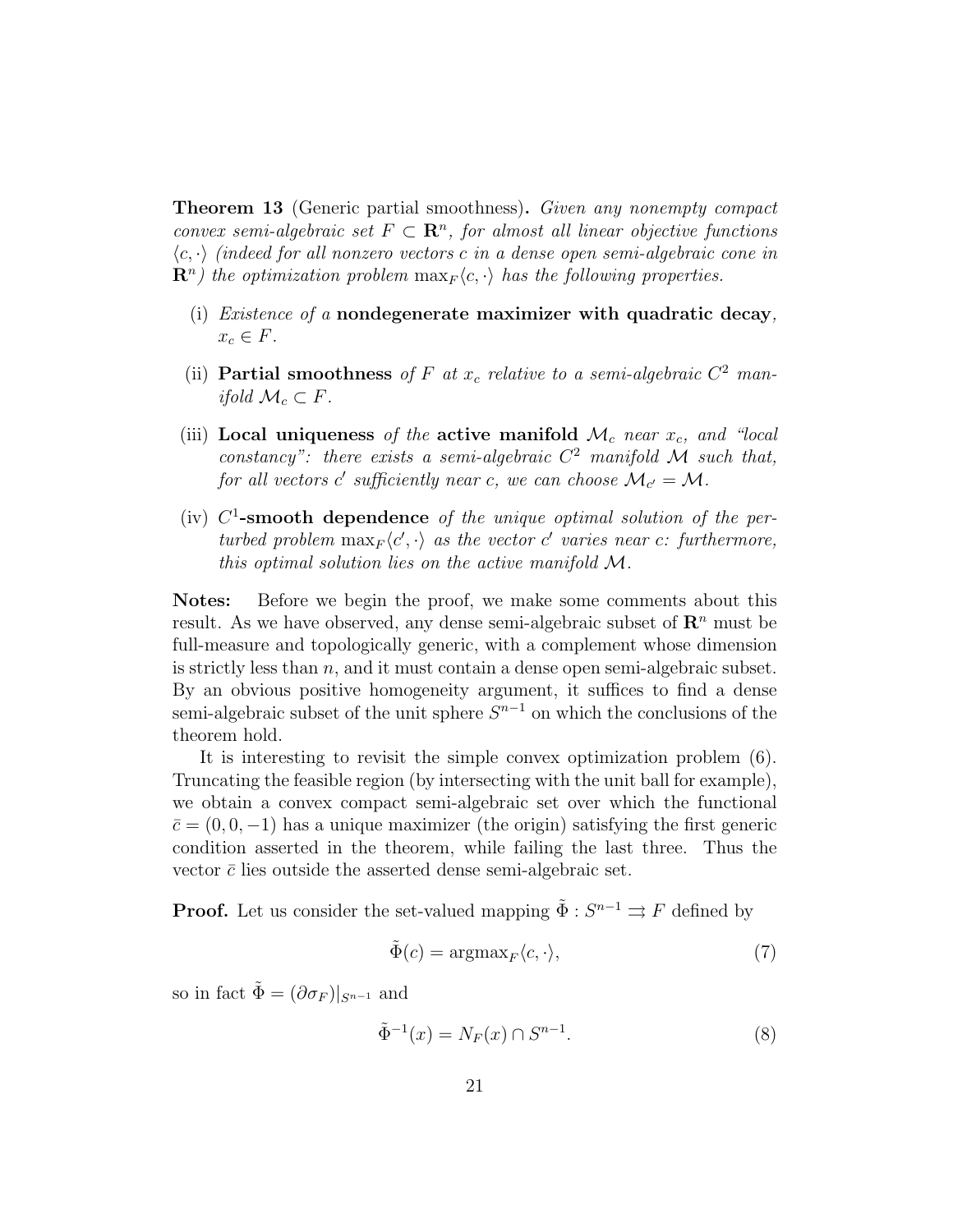**Theorem 13** (Generic partial smoothness)**.** *Given any nonempty compact convex semi-algebraic set $F \subset \mathbf{R}^n$, for almost all linear objective functions $\langle c, \cdot \rangle$ (indeed for all nonzero vectors $c$ in a dense open semi-algebraic cone in $\mathbf{R}^n$) the optimization problem $\max_F \langle c, \cdot \rangle$ has the following properties.*

(i) *Existence of a* **nondegenerate maximizer with quadratic decay**, *$x_c \in F$.*

(ii) **Partial smoothness** *of $F$ at $x_c$ relative to a semi-algebraic $C^2$ manifold $\mathcal{M}_c \subset F$.*

(iii) **Local uniqueness** *of the* **active manifold** *$\mathcal{M}_c$ near $x_c$, and "local constancy": there exists a semi-algebraic $C^2$ manifold $\mathcal{M}$ such that, for all vectors $c'$ sufficiently near $c$, we can choose $\mathcal{M}_{c'} = \mathcal{M}$.*

(iv) **$C^1$-smooth dependence** *of the unique optimal solution of the perturbed problem $\max_F \langle c', \cdot \rangle$ as the vector $c'$ varies near $c$: furthermore, this optimal solution lies on the active manifold $\mathcal{M}$.*

**Notes:** Before we begin the proof, we make some comments about this result. As we have observed, any dense semi-algebraic subset of $\mathbf{R}^n$ must be full-measure and topologically generic, with a complement whose dimension is strictly less than $n$, and it must contain a dense open semi-algebraic subset. By an obvious positive homogeneity argument, it suffices to find a dense semi-algebraic subset of the unit sphere $S^{n-1}$ on which the conclusions of the theorem hold.

It is interesting to revisit the simple convex optimization problem (6). Truncating the feasible region (by intersecting with the unit ball for example), we obtain a convex compact semi-algebraic set over which the functional $\bar{c} = (0, 0, -1)$ has a unique maximizer (the origin) satisfying the first generic condition asserted in the theorem, while failing the last three. Thus the vector $\bar{c}$ lies outside the asserted dense semi-algebraic set.

**Proof.** Let us consider the set-valued mapping $\tilde{\Phi} : S^{n-1} \rightrightarrows F$ defined by

$$\tilde{\Phi}(c) = \operatorname{argmax}_F \langle c, \cdot \rangle, \tag{7}$$

so in fact $\tilde{\Phi} = (\partial \sigma_F)|_{S^{n-1}}$ and

$$\tilde{\Phi}^{-1}(x) = N_F(x) \cap S^{n-1}. \tag{8}$$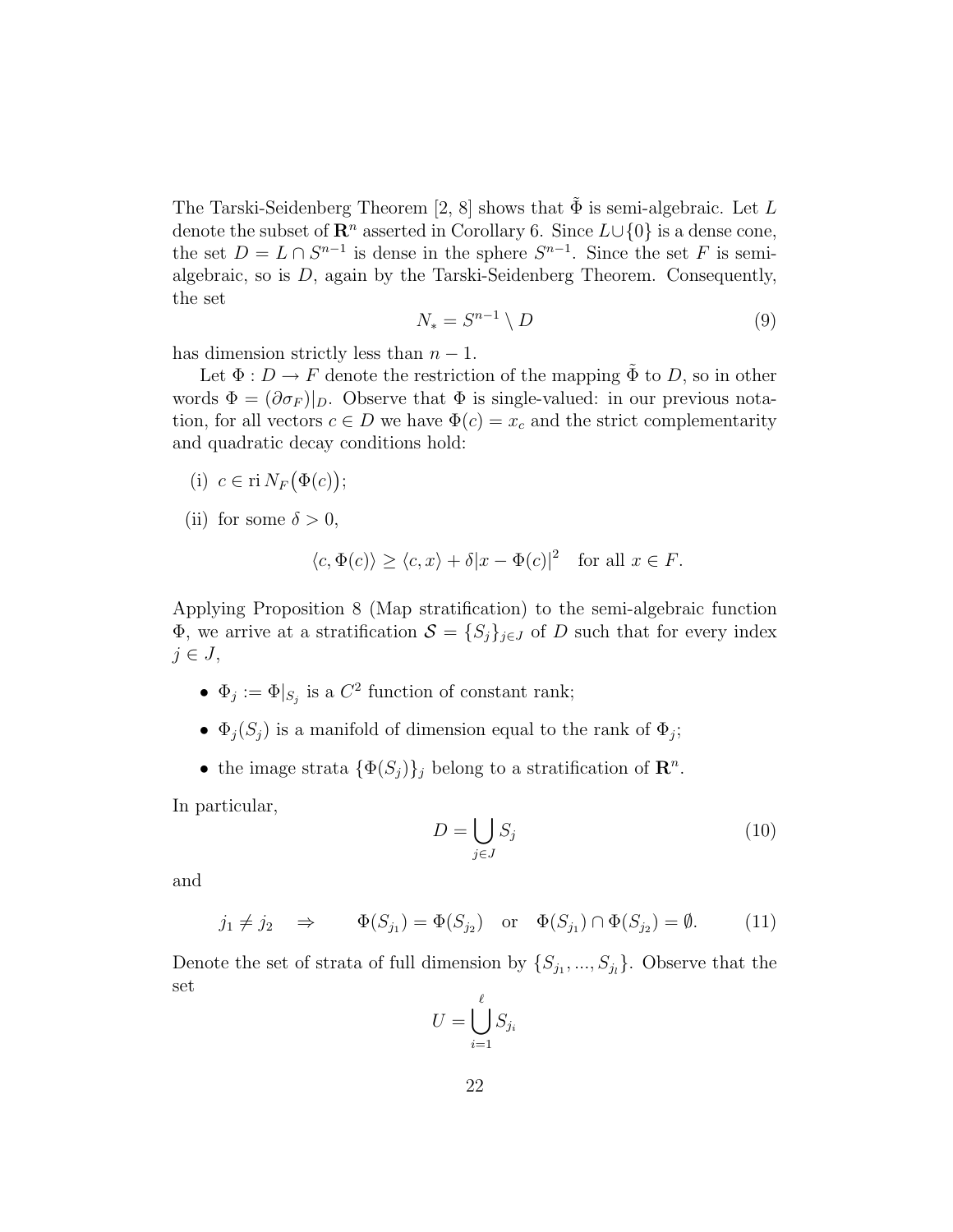The Tarski-Seidenberg Theorem [2, 8] shows that $\tilde{\Phi}$ is semi-algebraic. Let $L$ denote the subset of $\mathbf{R}^n$ asserted in Corollary 6. Since $L \cup \{0\}$ is a dense cone, the set $D = L \cap S^{n-1}$ is dense in the sphere $S^{n-1}$. Since the set $F$ is semi-algebraic, so is $D$, again by the Tarski-Seidenberg Theorem. Consequently, the set

$$N_* = S^{n-1} \setminus D \tag{9}$$

has dimension strictly less than $n-1$.

Let $\Phi : D \to F$ denote the restriction of the mapping $\tilde{\Phi}$ to $D$, so in other words $\Phi = (\partial \sigma_F)|_D$. Observe that $\Phi$ is single-valued: in our previous notation, for all vectors $c \in D$ we have $\Phi(c) = x_c$ and the strict complementarity and quadratic decay conditions hold:

(i) $c \in \operatorname{ri} N_F\big(\Phi(c)\big)$;

(ii) for some $\delta > 0$,

$$\langle c, \Phi(c) \rangle \geq \langle c, x \rangle + \delta |x - \Phi(c)|^2 \quad \text{for all } x \in F.$$

Applying Proposition 8 (Map stratification) to the semi-algebraic function $\Phi$, we arrive at a stratification $\mathcal{S} = \{S_j\}_{j \in J}$ of $D$ such that for every index $j \in J$,

- $\Phi_j := \Phi|_{S_j}$ is a $C^2$ function of constant rank;
- $\Phi_j(S_j)$ is a manifold of dimension equal to the rank of $\Phi_j$;
- the image strata $\{\Phi(S_j)\}_j$ belong to a stratification of $\mathbf{R}^n$.

In particular,

$$D = \bigcup_{j \in J} S_j \tag{10}$$

and

$$j_1 \neq j_2 \quad \Rightarrow \qquad \Phi(S_{j_1}) = \Phi(S_{j_2}) \quad \text{or} \quad \Phi(S_{j_1}) \cap \Phi(S_{j_2}) = \emptyset. \tag{11}$$

Denote the set of strata of full dimension by $\{S_{j_1}, \ldots, S_{j_l}\}$. Observe that the set

$$U = \bigcup_{i=1}^{\ell} S_{j_i}$$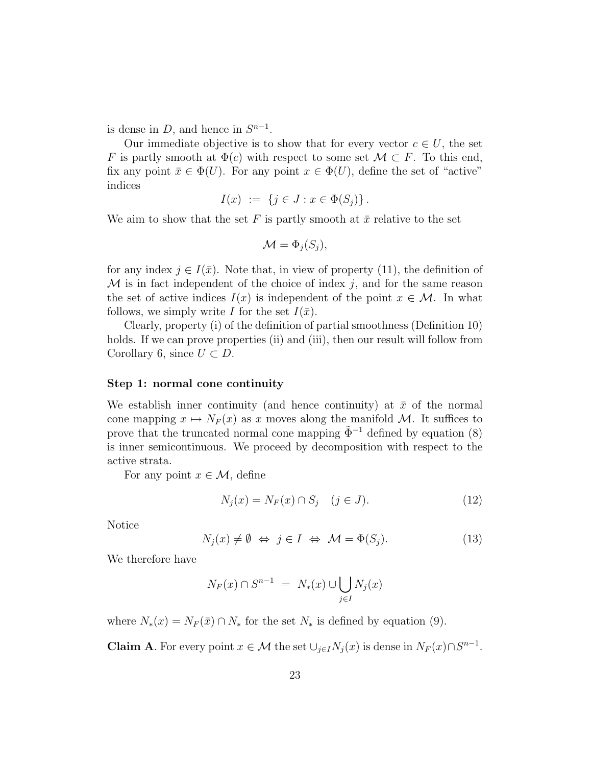is dense in $D$, and hence in $S^{n-1}$.

Our immediate objective is to show that for every vector $c \in U$, the set $F$ is partly smooth at $\Phi(c)$ with respect to some set $\mathcal{M} \subset F$. To this end, fix any point $\bar{x} \in \Phi(U)$. For any point $x \in \Phi(U)$, define the set of "active" indices

$$I(x) \;:=\; \{j \in J : x \in \Phi(S_j)\}\,.$$

We aim to show that the set $F$ is partly smooth at $\bar{x}$ relative to the set

$$\mathcal{M} = \Phi_j(S_j),$$

for any index $j \in I(\bar{x})$. Note that, in view of property (11), the definition of $\mathcal{M}$ is in fact independent of the choice of index $j$, and for the same reason the set of active indices $I(x)$ is independent of the point $x \in \mathcal{M}$. In what follows, we simply write $I$ for the set $I(\bar{x})$.

Clearly, property (i) of the definition of partial smoothness (Definition 10) holds. If we can prove properties (ii) and (iii), then our result will follow from Corollary 6, since $U \subset D$.

### Step 1: normal cone continuity

We establish inner continuity (and hence continuity) at $\bar{x}$ of the normal cone mapping $x \mapsto N_F(x)$ as $x$ moves along the manifold $\mathcal{M}$. It suffices to prove that the truncated normal cone mapping $\tilde{\Phi}^{-1}$ defined by equation (8) is inner semicontinuous. We proceed by decomposition with respect to the active strata.

For any point $x \in \mathcal{M}$, define

$$N_j(x) = N_F(x) \cap S_j \quad (j \in J). \tag{12}$$

Notice

$$N_j(x) \neq \emptyset \;\Leftrightarrow\; j \in I \;\Leftrightarrow\; \mathcal{M} = \Phi(S_j). \tag{13}$$

We therefore have

$$N_F(x) \cap S^{n-1} \;=\; N_*(x) \cup \bigcup_{j \in I} N_j(x)$$

where $N_*(x) = N_F(\bar{x}) \cap N_*$ for the set $N_*$ is defined by equation (9).

**Claim A**. For every point $x \in \mathcal{M}$ the set $\cup_{j \in I} N_j(x)$ is dense in $N_F(x) \cap S^{n-1}$.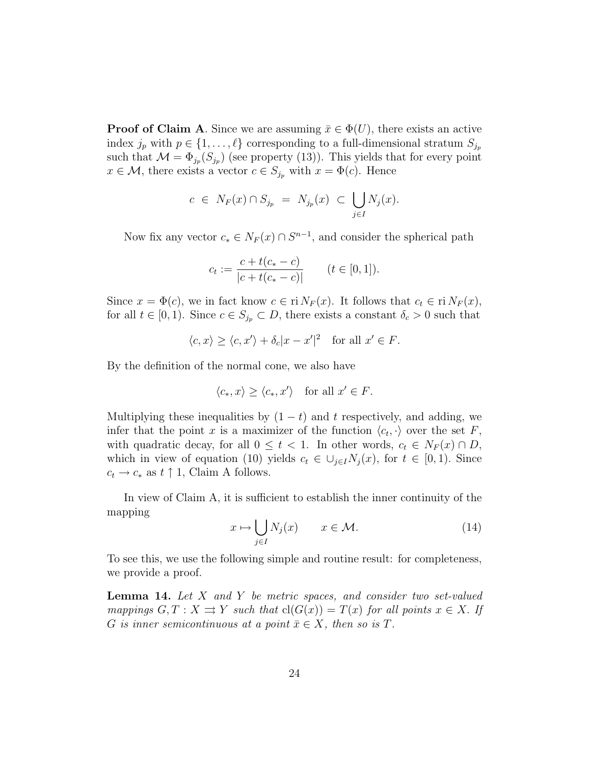**Proof of Claim A**. Since we are assuming $\bar{x} \in \Phi(U)$, there exists an active index $j_p$ with $p \in \{1, \ldots, \ell\}$ corresponding to a full-dimensional stratum $S_{j_p}$ such that $\mathcal{M} = \Phi_{j_p}(S_{j_p})$ (see property (13)). This yields that for every point $x \in \mathcal{M}$, there exists a vector $c \in S_{j_p}$ with $x = \Phi(c)$. Hence

$$c \;\in\; N_F(x) \cap S_{j_p} \;=\; N_{j_p}(x) \;\subset\; \bigcup_{j \in I} N_j(x).$$

Now fix any vector $c_* \in N_F(x) \cap S^{n-1}$, and consider the spherical path

$$c_t := \frac{c + t(c_* - c)}{|c + t(c_* - c)|} \qquad (t \in [0, 1]).$$

Since $x = \Phi(c)$, we in fact know $c \in \operatorname{ri} N_F(x)$. It follows that $c_t \in \operatorname{ri} N_F(x)$, for all $t \in [0, 1)$. Since $c \in S_{j_p} \subset D$, there exists a constant $\delta_c > 0$ such that

$$\langle c, x \rangle \geq \langle c, x' \rangle + \delta_c |x - x'|^2 \quad \text{for all } x' \in F.$$

By the definition of the normal cone, we also have

$$\langle c_*, x \rangle \geq \langle c_*, x' \rangle \quad \text{for all } x' \in F.$$

Multiplying these inequalities by $(1 - t)$ and $t$ respectively, and adding, we infer that the point $x$ is a maximizer of the function $\langle c_t, \cdot \rangle$ over the set $F$, with quadratic decay, for all $0 \leq t < 1$. In other words, $c_t \in N_F(x) \cap D$, which in view of equation (10) yields $c_t \in \cup_{j \in I} N_j(x)$, for $t \in [0, 1)$. Since $c_t \to c_*$ as $t \uparrow 1$, Claim A follows.

In view of Claim A, it is sufficient to establish the inner continuity of the mapping

$$x \mapsto \bigcup_{j \in I} N_j(x) \qquad x \in \mathcal{M}. \tag{14}$$

To see this, we use the following simple and routine result: for completeness, we provide a proof.

**Lemma 14.** *Let $X$ and $Y$ be metric spaces, and consider two set-valued mappings $G, T : X \rightrightarrows Y$ such that $\operatorname{cl}(G(x)) = T(x)$ for all points $x \in X$. If $G$ is inner semicontinuous at a point $\bar{x} \in X$, then so is $T$.*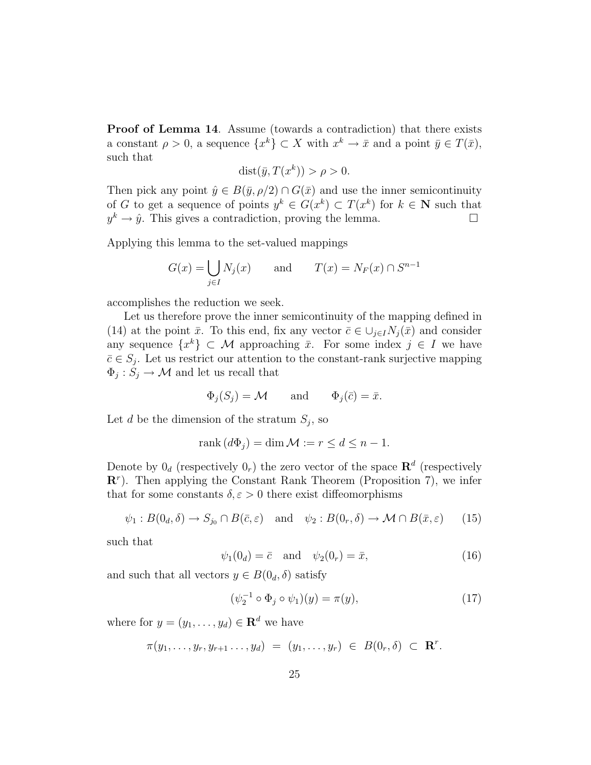**Proof of Lemma 14**. Assume (towards a contradiction) that there exists a constant $\rho > 0$, a sequence $\{x^k\} \subset X$ with $x^k \to \bar{x}$ and a point $\bar{y} \in T(\bar{x})$, such that

$$\mathrm{dist}(\bar{y}, T(x^k)) > \rho > 0.$$

Then pick any point $\hat{y} \in B(\bar{y}, \rho/2) \cap G(\bar{x})$ and use the inner semicontinuity of $G$ to get a sequence of points $y^k \in G(x^k) \subset T(x^k)$ for $k \in \mathbf{N}$ such that $y^k \to \hat{y}$. This gives a contradiction, proving the lemma. □

Applying this lemma to the set-valued mappings

$$G(x) = \bigcup_{j \in I} N_j(x) \qquad \text{and} \qquad T(x) = N_F(x) \cap S^{n-1}$$

accomplishes the reduction we seek.

Let us therefore prove the inner semicontinuity of the mapping defined in (14) at the point $\bar{x}$. To this end, fix any vector $\bar{c} \in \cup_{j \in I} N_j(\bar{x})$ and consider any sequence $\{x^k\} \subset \mathcal{M}$ approaching $\bar{x}$. For some index $j \in I$ we have $\bar{c} \in S_j$. Let us restrict our attention to the constant-rank surjective mapping $\Phi_j : S_j \to \mathcal{M}$ and let us recall that

$$\Phi_j(S_j) = \mathcal{M} \qquad \text{and} \qquad \Phi_j(\bar{c}) = \bar{x}.$$

Let $d$ be the dimension of the stratum $S_j$, so

$$\mathrm{rank}\,(d\Phi_j) = \dim \mathcal{M} := r \leq d \leq n-1.$$

Denote by $0_d$ (respectively $0_r$) the zero vector of the space $\mathbf{R}^d$ (respectively $\mathbf{R}^r$). Then applying the Constant Rank Theorem (Proposition 7), we infer that for some constants $\delta, \varepsilon > 0$ there exist diffeomorphisms

$$\psi_1 : B(0_d, \delta) \to S_{j_0} \cap B(\bar{c}, \varepsilon) \quad \text{and} \quad \psi_2 : B(0_r, \delta) \to \mathcal{M} \cap B(\bar{x}, \varepsilon) \tag{15}$$

such that

$$\psi_1(0_d) = \bar{c} \quad \text{and} \quad \psi_2(0_r) = \bar{x}, \tag{16}$$

and such that all vectors $y \in B(0_d, \delta)$ satisfy

$$(\psi_2^{-1} \circ \Phi_j \circ \psi_1)(y) = \pi(y), \tag{17}$$

where for $y = (y_1, \ldots, y_d) \in \mathbf{R}^d$ we have

$$\pi(y_1, \ldots, y_r, y_{r+1} \ldots, y_d) \;=\; (y_1, \ldots, y_r) \;\in\; B(0_r, \delta) \;\subset\; \mathbf{R}^r.$$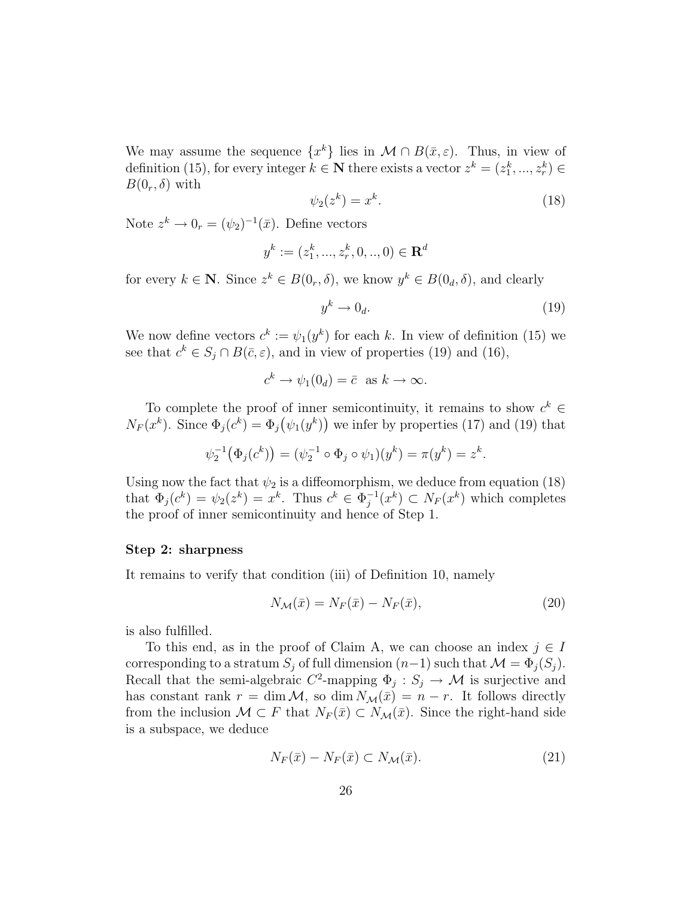We may assume the sequence $\{x^k\}$ lies in $\mathcal{M} \cap B(\bar{x}, \varepsilon)$. Thus, in view of definition (15), for every integer $k \in \mathbf{N}$ there exists a vector $z^k = (z_1^k, ..., z_r^k) \in B(0_r, \delta)$ with

$$\psi_2(z^k) = x^k. \tag{18}$$

Note $z^k \to 0_r = (\psi_2)^{-1}(\bar{x})$. Define vectors

$$y^k := (z_1^k, ..., z_r^k, 0, .., 0) \in \mathbf{R}^d$$

for every $k \in \mathbf{N}$. Since $z^k \in B(0_r, \delta)$, we know $y^k \in B(0_d, \delta)$, and clearly

$$y^k \to 0_d. \tag{19}$$

We now define vectors $c^k := \psi_1(y^k)$ for each $k$. In view of definition (15) we see that $c^k \in S_j \cap B(\bar{c}, \varepsilon)$, and in view of properties (19) and (16),

$$c^k \to \psi_1(0_d) = \bar{c} \text{ as } k \to \infty.$$

To complete the proof of inner semicontinuity, it remains to show $c^k \in N_F(x^k)$. Since $\Phi_j(c^k) = \Phi_j\big(\psi_1(y^k)\big)$ we infer by properties (17) and (19) that

$$\psi_2^{-1}\big(\Phi_j(c^k)\big) = (\psi_2^{-1} \circ \Phi_j \circ \psi_1)(y^k) = \pi(y^k) = z^k.$$

Using now the fact that $\psi_2$ is a diffeomorphism, we deduce from equation (18) that $\Phi_j(c^k) = \psi_2(z^k) = x^k$. Thus $c^k \in \Phi_j^{-1}(x^k) \subset N_F(x^k)$ which completes the proof of inner semicontinuity and hence of Step 1.

**Step 2: sharpness**

It remains to verify that condition (iii) of Definition 10, namely

$$N_{\mathcal{M}}(\bar{x}) = N_F(\bar{x}) - N_F(\bar{x}), \tag{20}$$

is also fulfilled.

To this end, as in the proof of Claim A, we can choose an index $j \in I$ corresponding to a stratum $S_j$ of full dimension $(n-1)$ such that $\mathcal{M} = \Phi_j(S_j)$. Recall that the semi-algebraic $C^2$-mapping $\Phi_j : S_j \to \mathcal{M}$ is surjective and has constant rank $r = \dim \mathcal{M}$, so $\dim N_{\mathcal{M}}(\bar{x}) = n - r$. It follows directly from the inclusion $\mathcal{M} \subset F$ that $N_F(\bar{x}) \subset N_{\mathcal{M}}(\bar{x})$. Since the right-hand side is a subspace, we deduce

$$N_F(\bar{x}) - N_F(\bar{x}) \subset N_{\mathcal{M}}(\bar{x}). \tag{21}$$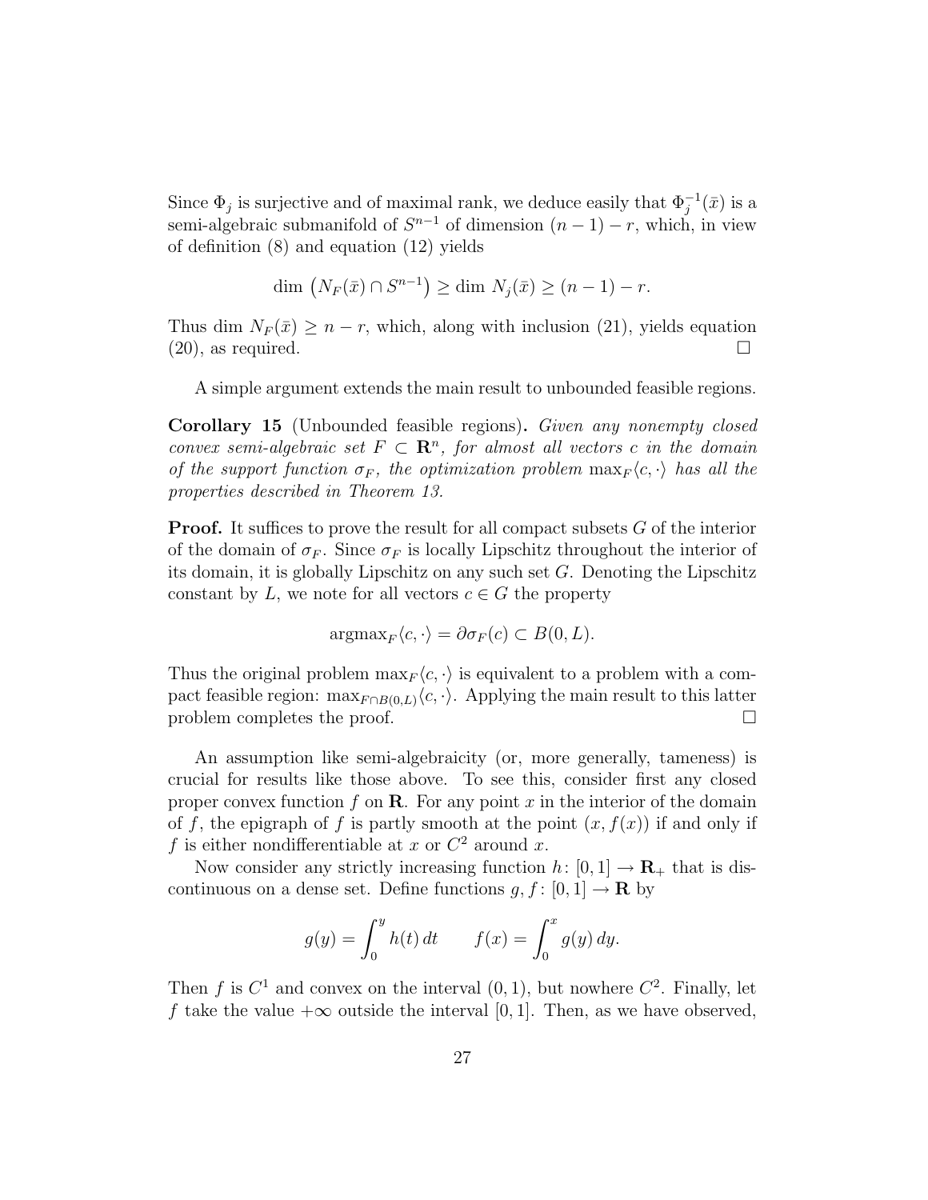Since $\Phi_j$ is surjective and of maximal rank, we deduce easily that $\Phi_j^{-1}(\bar{x})$ is a semi-algebraic submanifold of $S^{n-1}$ of dimension $(n-1) - r$, which, in view of definition (8) and equation (12) yields

$$\dim \left(N_F(\bar{x}) \cap S^{n-1}\right) \geq \dim N_j(\bar{x}) \geq (n-1) - r.$$

Thus $\dim N_F(\bar{x}) \geq n - r$, which, along with inclusion (21), yields equation (20), as required. □

A simple argument extends the main result to unbounded feasible regions.

**Corollary 15** (Unbounded feasible regions)**.** *Given any nonempty closed convex semi-algebraic set $F \subset \mathbf{R}^n$, for almost all vectors $c$ in the domain of the support function $\sigma_F$, the optimization problem $\max_F \langle c, \cdot \rangle$ has all the properties described in Theorem 13.*

**Proof.** It suffices to prove the result for all compact subsets $G$ of the interior of the domain of $\sigma_F$. Since $\sigma_F$ is locally Lipschitz throughout the interior of its domain, it is globally Lipschitz on any such set $G$. Denoting the Lipschitz constant by $L$, we note for all vectors $c \in G$ the property

$$\text{argmax}_F \langle c, \cdot \rangle = \partial \sigma_F(c) \subset B(0, L).$$

Thus the original problem $\max_F \langle c, \cdot \rangle$ is equivalent to a problem with a compact feasible region: $\max_{F \cap B(0,L)} \langle c, \cdot \rangle$. Applying the main result to this latter problem completes the proof. □

An assumption like semi-algebraicity (or, more generally, tameness) is crucial for results like those above. To see this, consider first any closed proper convex function $f$ on $\mathbf{R}$. For any point $x$ in the interior of the domain of $f$, the epigraph of $f$ is partly smooth at the point $(x, f(x))$ if and only if $f$ is either nondifferentiable at $x$ or $C^2$ around $x$.

Now consider any strictly increasing function $h \colon [0, 1] \to \mathbf{R}_+$ that is discontinuous on a dense set. Define functions $g, f \colon [0, 1] \to \mathbf{R}$ by

$$g(y) = \int_0^y h(t)\, dt \qquad f(x) = \int_0^x g(y)\, dy.$$

Then $f$ is $C^1$ and convex on the interval $(0, 1)$, but nowhere $C^2$. Finally, let $f$ take the value $+\infty$ outside the interval $[0, 1]$. Then, as we have observed,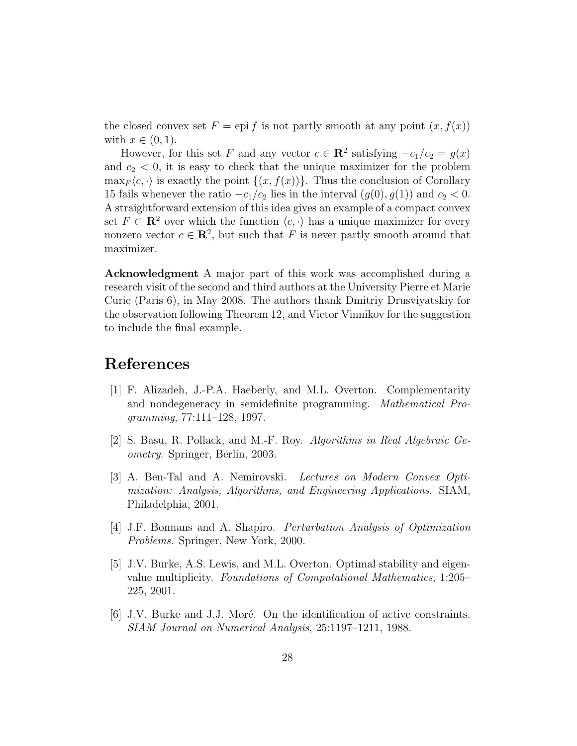the closed convex set $F = \operatorname{epi} f$ is not partly smooth at any point $(x, f(x))$ with $x \in (0, 1)$.

However, for this set $F$ and any vector $c \in \mathbf{R}^2$ satisfying $-c_1/c_2 = g(x)$ and $c_2 < 0$, it is easy to check that the unique maximizer for the problem $\max_F \langle c, \cdot \rangle$ is exactly the point $\{(x, f(x))\}$. Thus the conclusion of Corollary 15 fails whenever the ratio $-c_1/c_2$ lies in the interval $(g(0), g(1))$ and $c_2 < 0$. A straightforward extension of this idea gives an example of a compact convex set $F \subset \mathbf{R}^2$ over which the function $\langle c, \cdot \rangle$ has a unique maximizer for every nonzero vector $c \in \mathbf{R}^2$, but such that $F$ is never partly smooth around that maximizer.

**Acknowledgment** A major part of this work was accomplished during a research visit of the second and third authors at the University Pierre et Marie Curie (Paris 6), in May 2008. The authors thank Dmitriy Drusviyatskiy for the observation following Theorem 12, and Victor Vinnikov for the suggestion to include the final example.

# References

[1] F. Alizadeh, J.-P.A. Haeberly, and M.L. Overton. Complementarity and nondegeneracy in semidefinite programming. *Mathematical Programming*, 77:111–128, 1997.

[2] S. Basu, R. Pollack, and M.-F. Roy. *Algorithms in Real Algebraic Geometry*. Springer, Berlin, 2003.

[3] A. Ben-Tal and A. Nemirovski. *Lectures on Modern Convex Optimization: Analysis, Algorithms, and Engineering Applications*. SIAM, Philadelphia, 2001.

[4] J.F. Bonnans and A. Shapiro. *Perturbation Analysis of Optimization Problems*. Springer, New York, 2000.

[5] J.V. Burke, A.S. Lewis, and M.L. Overton. Optimal stability and eigenvalue multiplicity. *Foundations of Computational Mathematics*, 1:205–225, 2001.

[6] J.V. Burke and J.J. Moré. On the identification of active constraints. *SIAM Journal on Numerical Analysis*, 25:1197–1211, 1988.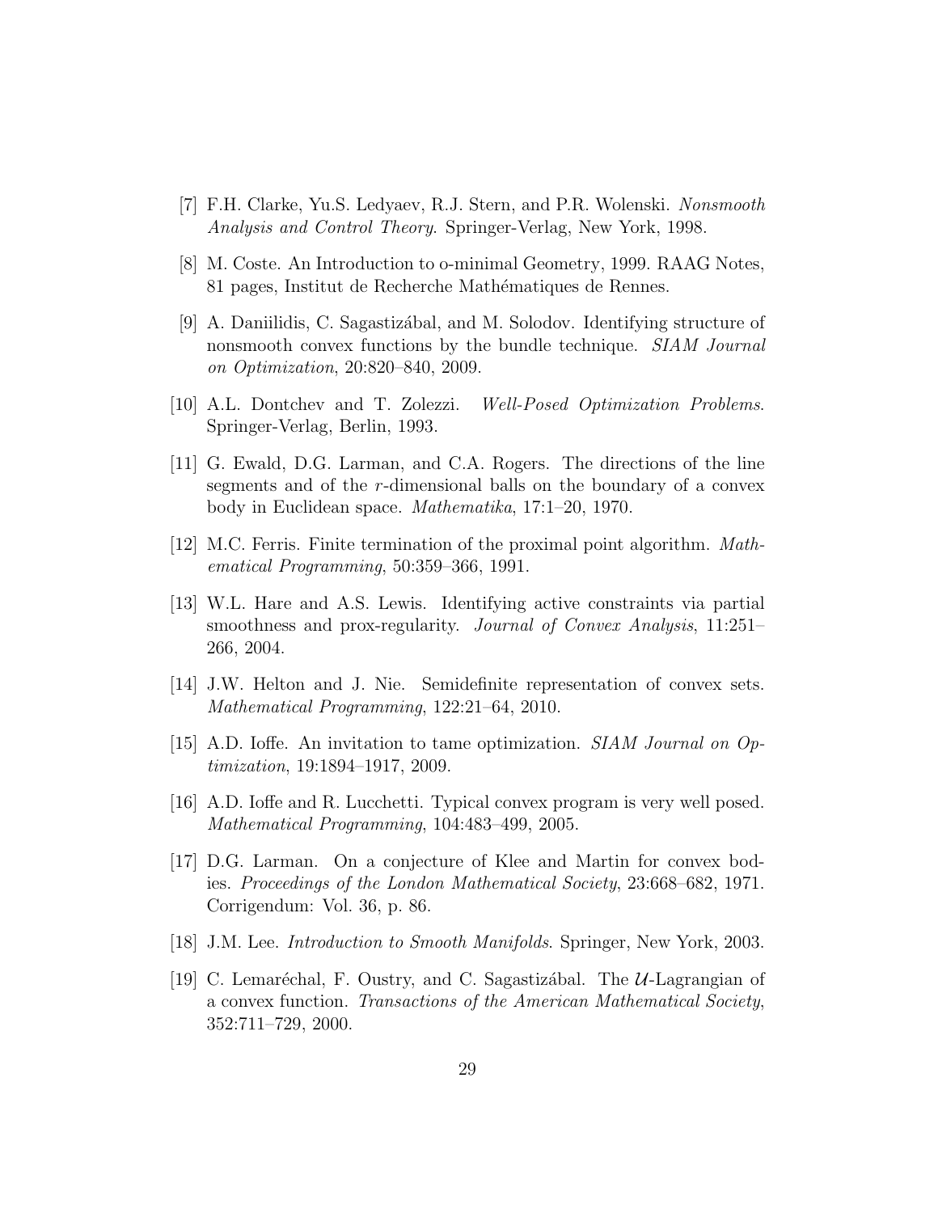[7] F.H. Clarke, Yu.S. Ledyaev, R.J. Stern, and P.R. Wolenski. *Nonsmooth Analysis and Control Theory*. Springer-Verlag, New York, 1998.

[8] M. Coste. An Introduction to o-minimal Geometry, 1999. RAAG Notes, 81 pages, Institut de Recherche Mathématiques de Rennes.

[9] A. Daniilidis, C. Sagastizábal, and M. Solodov. Identifying structure of nonsmooth convex functions by the bundle technique. *SIAM Journal on Optimization*, 20:820–840, 2009.

[10] A.L. Dontchev and T. Zolezzi. *Well-Posed Optimization Problems*. Springer-Verlag, Berlin, 1993.

[11] G. Ewald, D.G. Larman, and C.A. Rogers. The directions of the line segments and of the $r$-dimensional balls on the boundary of a convex body in Euclidean space. *Mathematika*, 17:1–20, 1970.

[12] M.C. Ferris. Finite termination of the proximal point algorithm. *Mathematical Programming*, 50:359–366, 1991.

[13] W.L. Hare and A.S. Lewis. Identifying active constraints via partial smoothness and prox-regularity. *Journal of Convex Analysis*, 11:251–266, 2004.

[14] J.W. Helton and J. Nie. Semidefinite representation of convex sets. *Mathematical Programming*, 122:21–64, 2010.

[15] A.D. Ioffe. An invitation to tame optimization. *SIAM Journal on Optimization*, 19:1894–1917, 2009.

[16] A.D. Ioffe and R. Lucchetti. Typical convex program is very well posed. *Mathematical Programming*, 104:483–499, 2005.

[17] D.G. Larman. On a conjecture of Klee and Martin for convex bodies. *Proceedings of the London Mathematical Society*, 23:668–682, 1971. Corrigendum: Vol. 36, p. 86.

[18] J.M. Lee. *Introduction to Smooth Manifolds*. Springer, New York, 2003.

[19] C. Lemaréchal, F. Oustry, and C. Sagastizábal. The $\mathcal{U}$-Lagrangian of a convex function. *Transactions of the American Mathematical Society*, 352:711–729, 2000.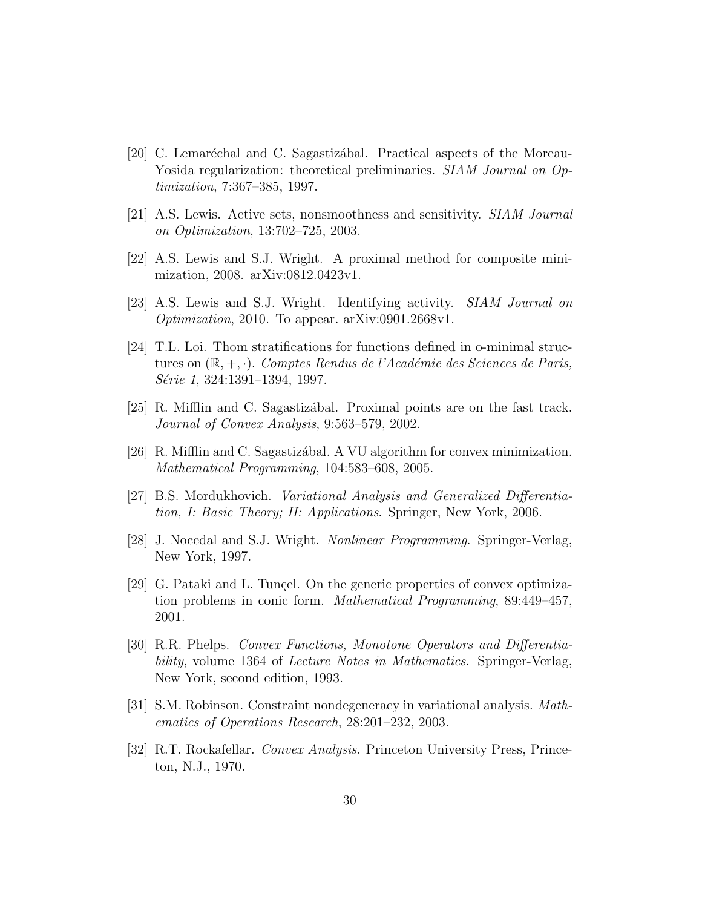[20] C. Lemaréchal and C. Sagastizábal. Practical aspects of the Moreau-Yosida regularization: theoretical preliminaries. *SIAM Journal on Optimization*, 7:367–385, 1997.

[21] A.S. Lewis. Active sets, nonsmoothness and sensitivity. *SIAM Journal on Optimization*, 13:702–725, 2003.

[22] A.S. Lewis and S.J. Wright. A proximal method for composite minimization, 2008. arXiv:0812.0423v1.

[23] A.S. Lewis and S.J. Wright. Identifying activity. *SIAM Journal on Optimization*, 2010. To appear. arXiv:0901.2668v1.

[24] T.L. Loi. Thom stratifications for functions defined in o-minimal structures on $(\mathbb{R}, +, \cdot)$. *Comptes Rendus de l'Académie des Sciences de Paris, Série 1*, 324:1391–1394, 1997.

[25] R. Mifflin and C. Sagastizábal. Proximal points are on the fast track. *Journal of Convex Analysis*, 9:563–579, 2002.

[26] R. Mifflin and C. Sagastizábal. A VU algorithm for convex minimization. *Mathematical Programming*, 104:583–608, 2005.

[27] B.S. Mordukhovich. *Variational Analysis and Generalized Differentiation, I: Basic Theory; II: Applications*. Springer, New York, 2006.

[28] J. Nocedal and S.J. Wright. *Nonlinear Programming*. Springer-Verlag, New York, 1997.

[29] G. Pataki and L. Tunçel. On the generic properties of convex optimization problems in conic form. *Mathematical Programming*, 89:449–457, 2001.

[30] R.R. Phelps. *Convex Functions, Monotone Operators and Differentiability*, volume 1364 of *Lecture Notes in Mathematics*. Springer-Verlag, New York, second edition, 1993.

[31] S.M. Robinson. Constraint nondegeneracy in variational analysis. *Mathematics of Operations Research*, 28:201–232, 2003.

[32] R.T. Rockafellar. *Convex Analysis*. Princeton University Press, Princeton, N.J., 1970.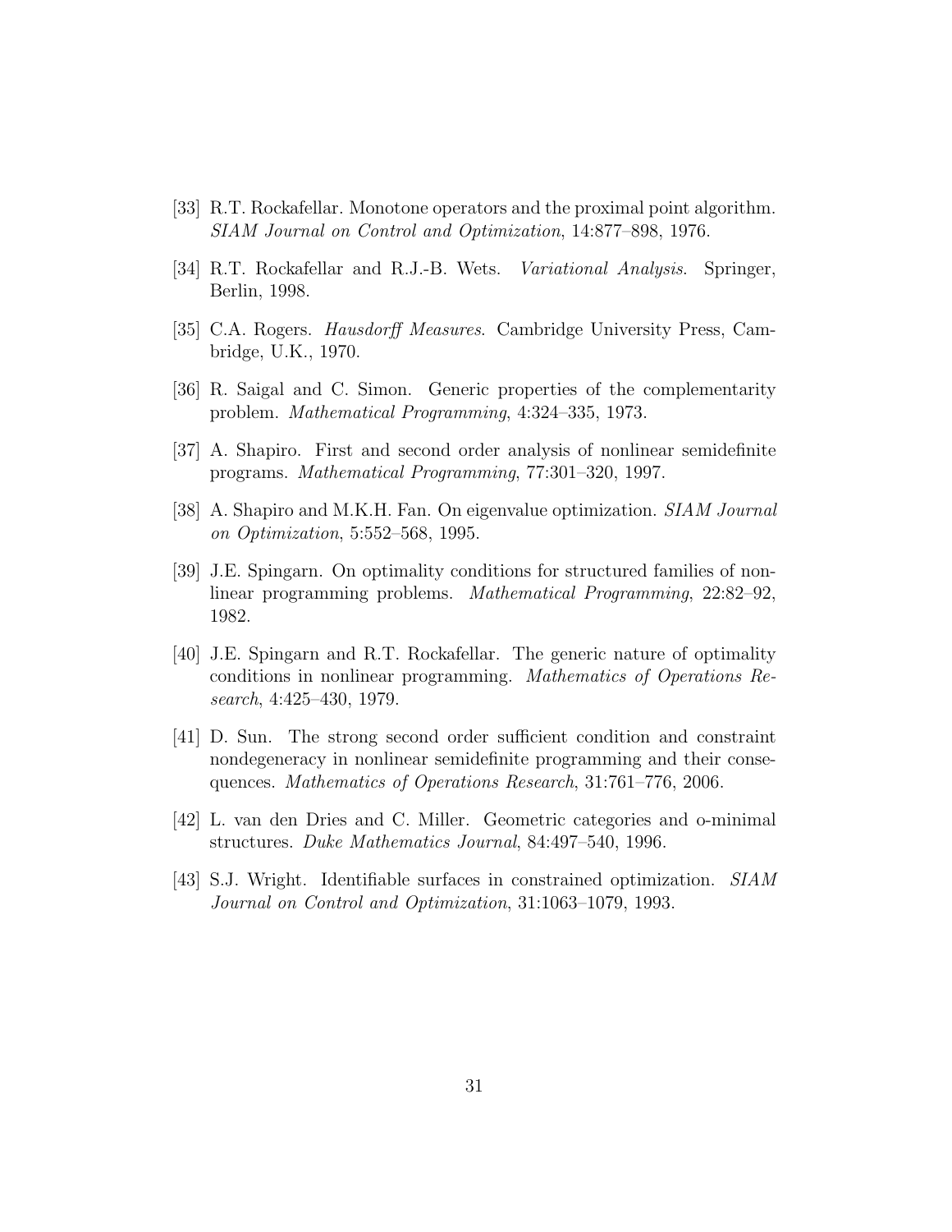[33] R.T. Rockafellar. Monotone operators and the proximal point algorithm. *SIAM Journal on Control and Optimization*, 14:877–898, 1976.

[34] R.T. Rockafellar and R.J.-B. Wets. *Variational Analysis*. Springer, Berlin, 1998.

[35] C.A. Rogers. *Hausdorff Measures*. Cambridge University Press, Cambridge, U.K., 1970.

[36] R. Saigal and C. Simon. Generic properties of the complementarity problem. *Mathematical Programming*, 4:324–335, 1973.

[37] A. Shapiro. First and second order analysis of nonlinear semidefinite programs. *Mathematical Programming*, 77:301–320, 1997.

[38] A. Shapiro and M.K.H. Fan. On eigenvalue optimization. *SIAM Journal on Optimization*, 5:552–568, 1995.

[39] J.E. Spingarn. On optimality conditions for structured families of nonlinear programming problems. *Mathematical Programming*, 22:82–92, 1982.

[40] J.E. Spingarn and R.T. Rockafellar. The generic nature of optimality conditions in nonlinear programming. *Mathematics of Operations Research*, 4:425–430, 1979.

[41] D. Sun. The strong second order sufficient condition and constraint nondegeneracy in nonlinear semidefinite programming and their consequences. *Mathematics of Operations Research*, 31:761–776, 2006.

[42] L. van den Dries and C. Miller. Geometric categories and o-minimal structures. *Duke Mathematics Journal*, 84:497–540, 1996.

[43] S.J. Wright. Identifiable surfaces in constrained optimization. *SIAM Journal on Control and Optimization*, 31:1063–1079, 1993.